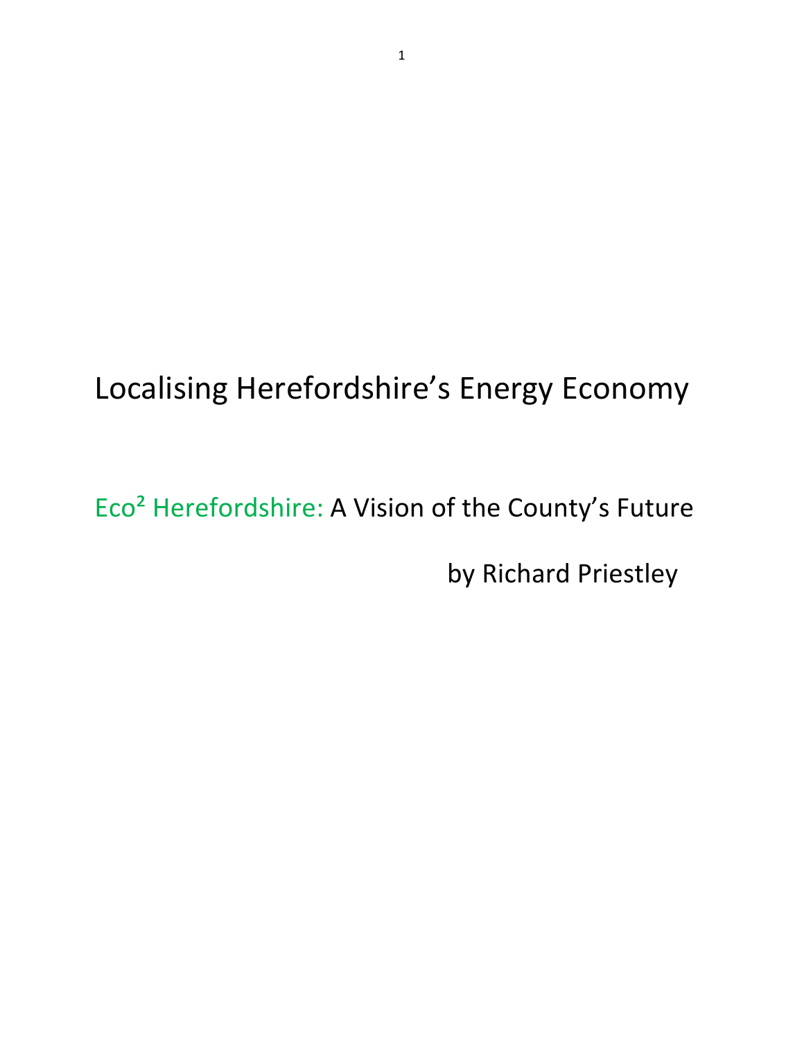# Localising Herefordshire's Energy Economy

## Eco² Herefordshire: A Vision of the County's Future

by Richard Priestley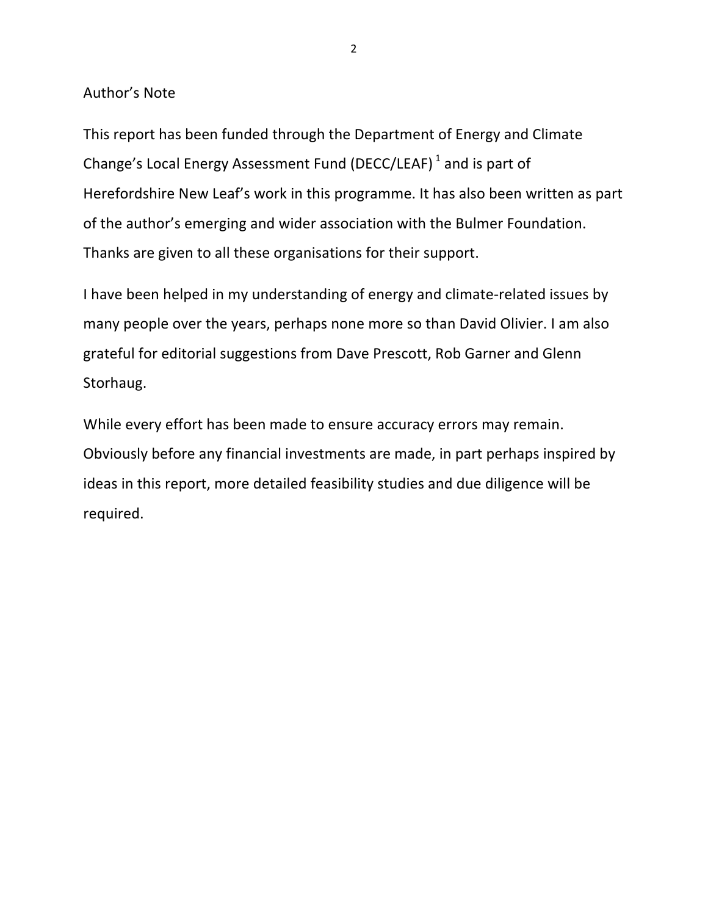## Author's Note

This report has been funded through the Department of Energy and Climate Change's Local Energy Assessment Fund (DECC/LEAF) [1] and is part of Herefordshire New Leaf's work in this programme. It has also been written as part of the author's emerging and wider association with the Bulmer Foundation. Thanks are given to all these organisations for their support.

I have been helped in my understanding of energy and climate-related issues by many people over the years, perhaps none more so than David Olivier. I am also grateful for editorial suggestions from Dave Prescott, Rob Garner and Glenn Storhaug.

While every effort has been made to ensure accuracy errors may remain. Obviously before any financial investments are made, in part perhaps inspired by ideas in this report, more detailed feasibility studies and due diligence will be required.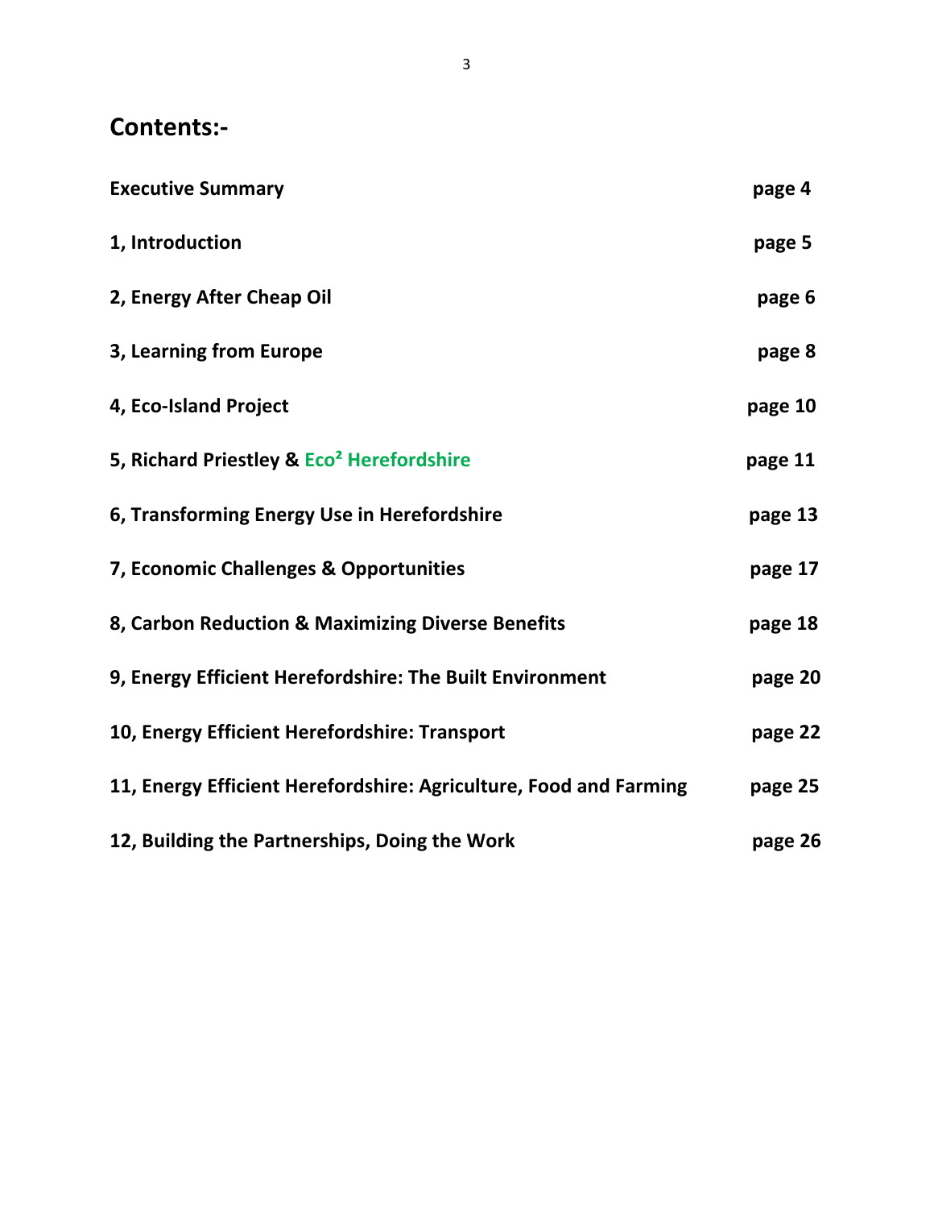# Contents:-

| | |
|---|---|
| **Executive Summary** | **page 4** |
| **1, Introduction** | **page 5** |
| **2, Energy After Cheap Oil** | **page 6** |
| **3, Learning from Europe** | **page 8** |
| **4, Eco-Island Project** | **page 10** |
| **5, Richard Priestley & Eco² Herefordshire** | **page 11** |
| **6, Transforming Energy Use in Herefordshire** | **page 13** |
| **7, Economic Challenges & Opportunities** | **page 17** |
| **8, Carbon Reduction & Maximizing Diverse Benefits** | **page 18** |
| **9, Energy Efficient Herefordshire: The Built Environment** | **page 20** |
| **10, Energy Efficient Herefordshire: Transport** | **page 22** |
| **11, Energy Efficient Herefordshire: Agriculture, Food and Farming** | **page 25** |
| **12, Building the Partnerships, Doing the Work** | **page 26** |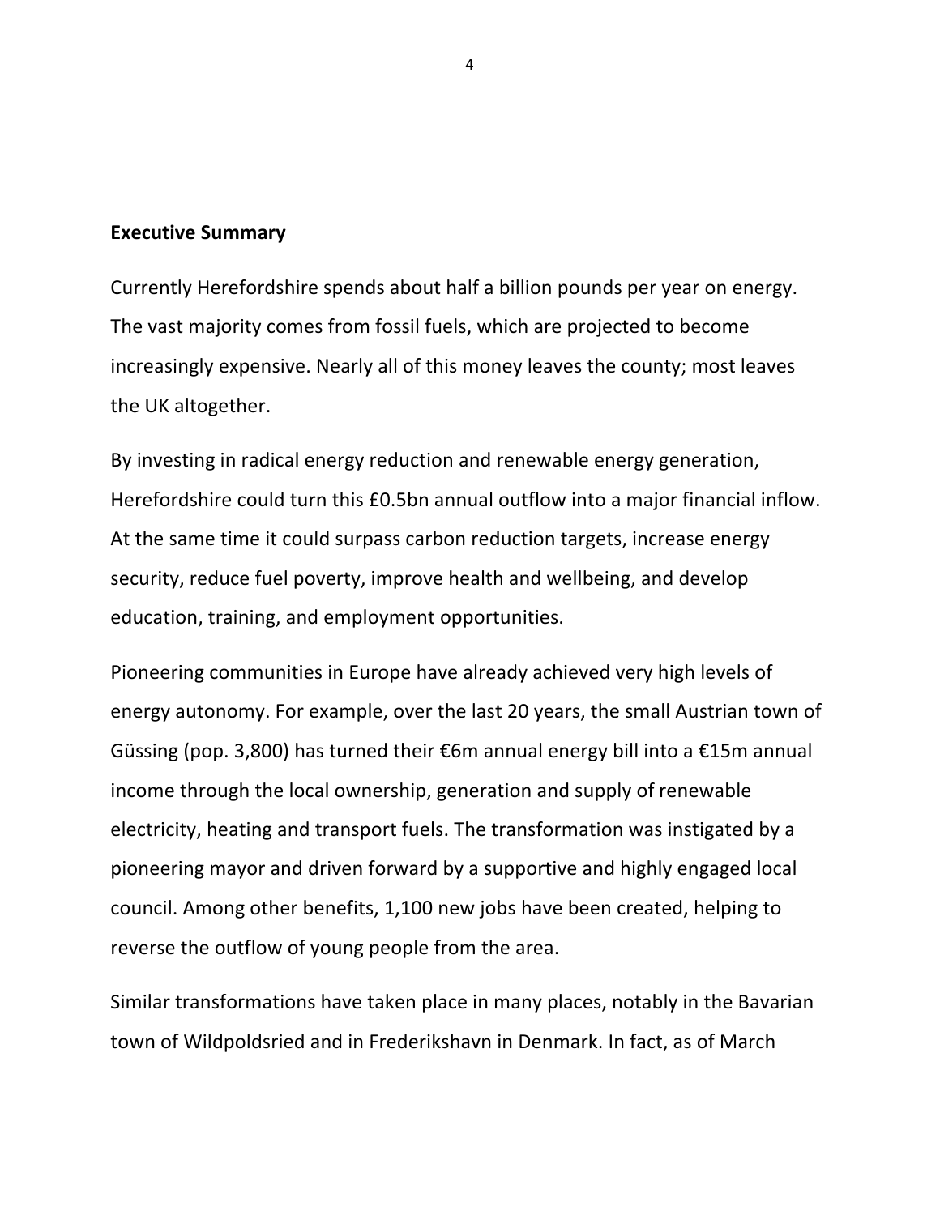**Executive Summary**

Currently Herefordshire spends about half a billion pounds per year on energy. The vast majority comes from fossil fuels, which are projected to become increasingly expensive. Nearly all of this money leaves the county; most leaves the UK altogether.

By investing in radical energy reduction and renewable energy generation, Herefordshire could turn this £0.5bn annual outflow into a major financial inflow. At the same time it could surpass carbon reduction targets, increase energy security, reduce fuel poverty, improve health and wellbeing, and develop education, training, and employment opportunities.

Pioneering communities in Europe have already achieved very high levels of energy autonomy. For example, over the last 20 years, the small Austrian town of Güssing (pop. 3,800) has turned their €6m annual energy bill into a €15m annual income through the local ownership, generation and supply of renewable electricity, heating and transport fuels. The transformation was instigated by a pioneering mayor and driven forward by a supportive and highly engaged local council. Among other benefits, 1,100 new jobs have been created, helping to reverse the outflow of young people from the area.

Similar transformations have taken place in many places, notably in the Bavarian town of Wildpoldsried and in Frederikshavn in Denmark. In fact, as of March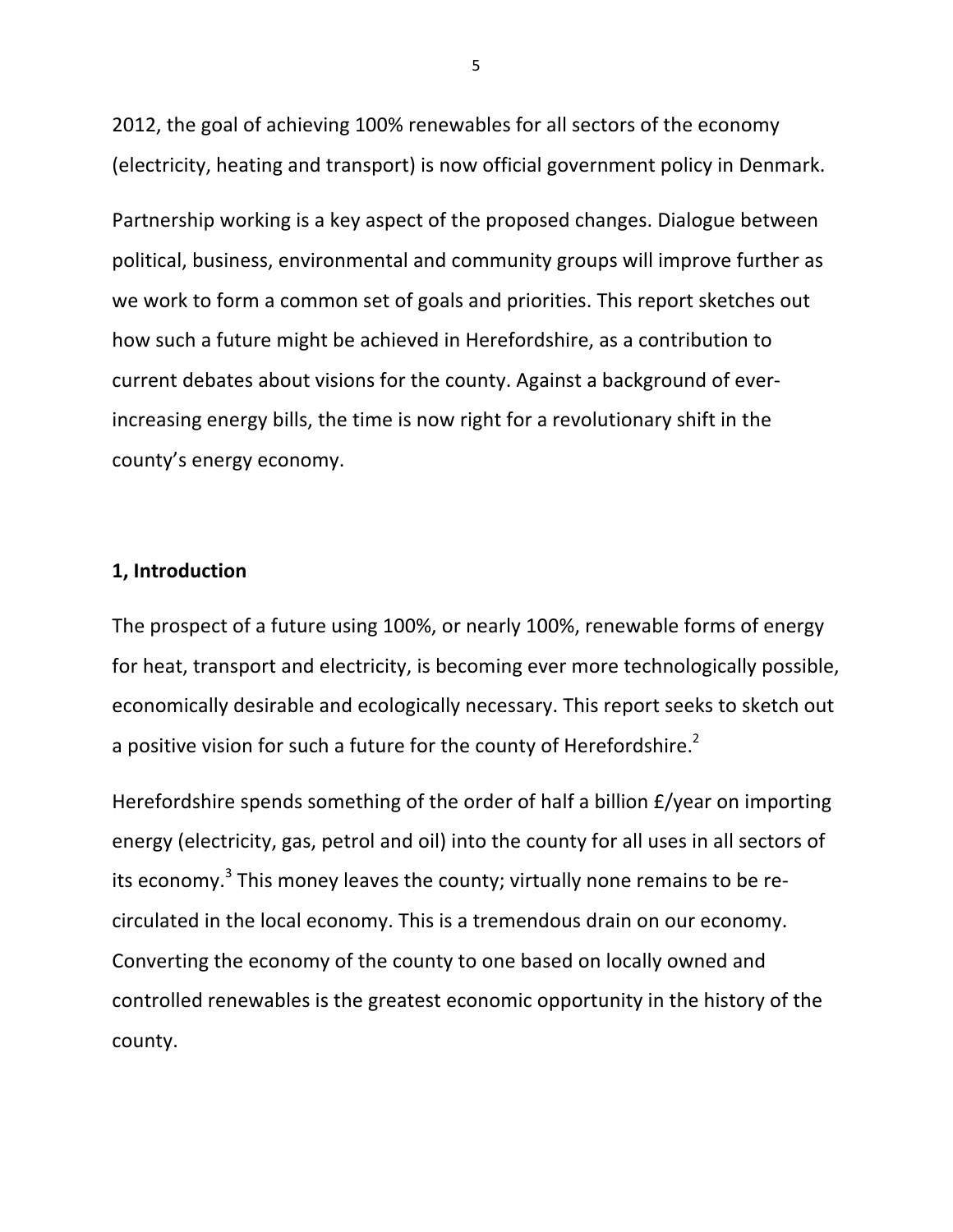2012, the goal of achieving 100% renewables for all sectors of the economy (electricity, heating and transport) is now official government policy in Denmark.

Partnership working is a key aspect of the proposed changes. Dialogue between political, business, environmental and community groups will improve further as we work to form a common set of goals and priorities. This report sketches out how such a future might be achieved in Herefordshire, as a contribution to current debates about visions for the county. Against a background of ever-increasing energy bills, the time is now right for a revolutionary shift in the county's energy economy.

## 1, Introduction

The prospect of a future using 100%, or nearly 100%, renewable forms of energy for heat, transport and electricity, is becoming ever more technologically possible, economically desirable and ecologically necessary. This report seeks to sketch out a positive vision for such a future for the county of Herefordshire.[2]

Herefordshire spends something of the order of half a billion £/year on importing energy (electricity, gas, petrol and oil) into the county for all uses in all sectors of its economy.[3] This money leaves the county; virtually none remains to be re-circulated in the local economy. This is a tremendous drain on our economy. Converting the economy of the county to one based on locally owned and controlled renewables is the greatest economic opportunity in the history of the county.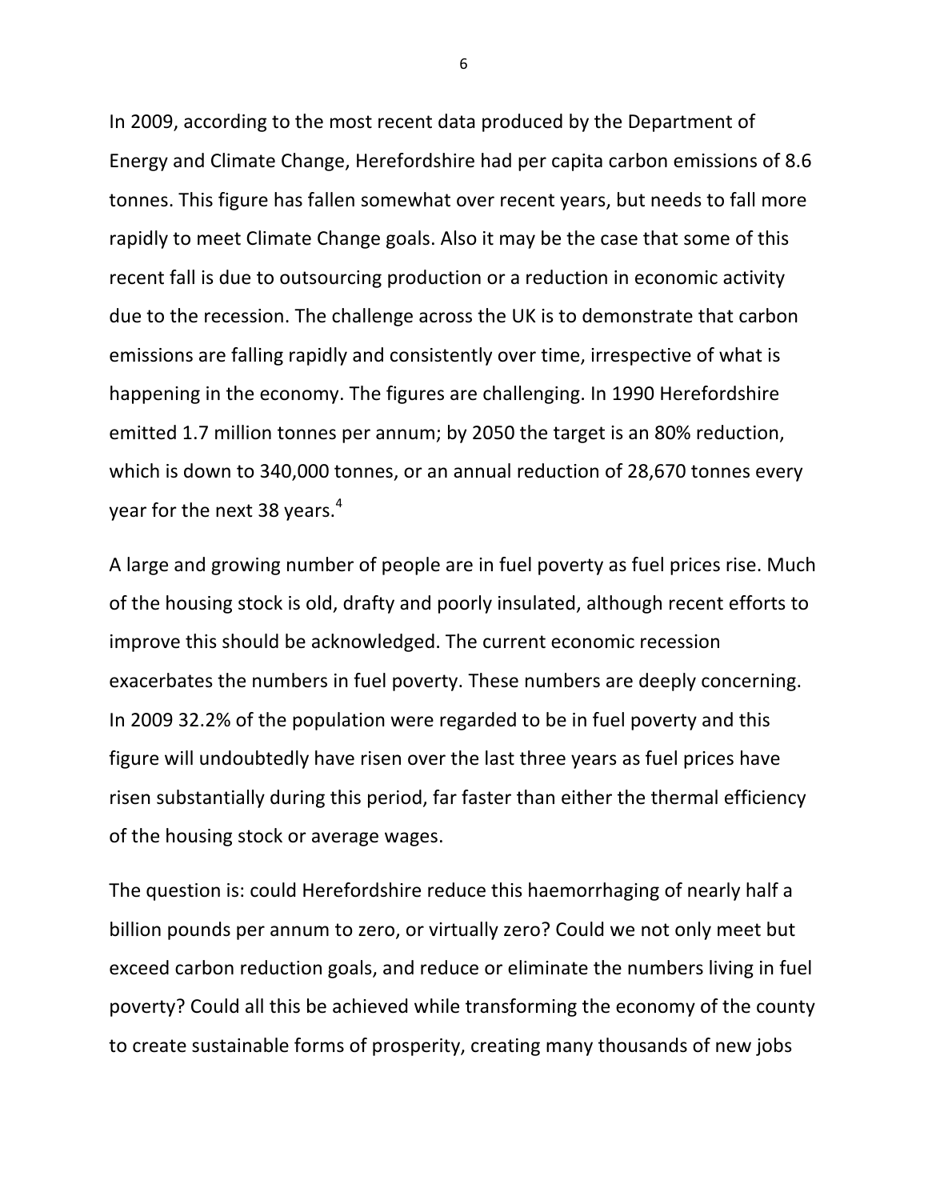In 2009, according to the most recent data produced by the Department of Energy and Climate Change, Herefordshire had per capita carbon emissions of 8.6 tonnes. This figure has fallen somewhat over recent years, but needs to fall more rapidly to meet Climate Change goals. Also it may be the case that some of this recent fall is due to outsourcing production or a reduction in economic activity due to the recession. The challenge across the UK is to demonstrate that carbon emissions are falling rapidly and consistently over time, irrespective of what is happening in the economy. The figures are challenging. In 1990 Herefordshire emitted 1.7 million tonnes per annum; by 2050 the target is an 80% reduction, which is down to 340,000 tonnes, or an annual reduction of 28,670 tonnes every year for the next 38 years.[4]

A large and growing number of people are in fuel poverty as fuel prices rise. Much of the housing stock is old, drafty and poorly insulated, although recent efforts to improve this should be acknowledged. The current economic recession exacerbates the numbers in fuel poverty. These numbers are deeply concerning. In 2009 32.2% of the population were regarded to be in fuel poverty and this figure will undoubtedly have risen over the last three years as fuel prices have risen substantially during this period, far faster than either the thermal efficiency of the housing stock or average wages.

The question is: could Herefordshire reduce this haemorrhaging of nearly half a billion pounds per annum to zero, or virtually zero? Could we not only meet but exceed carbon reduction goals, and reduce or eliminate the numbers living in fuel poverty? Could all this be achieved while transforming the economy of the county to create sustainable forms of prosperity, creating many thousands of new jobs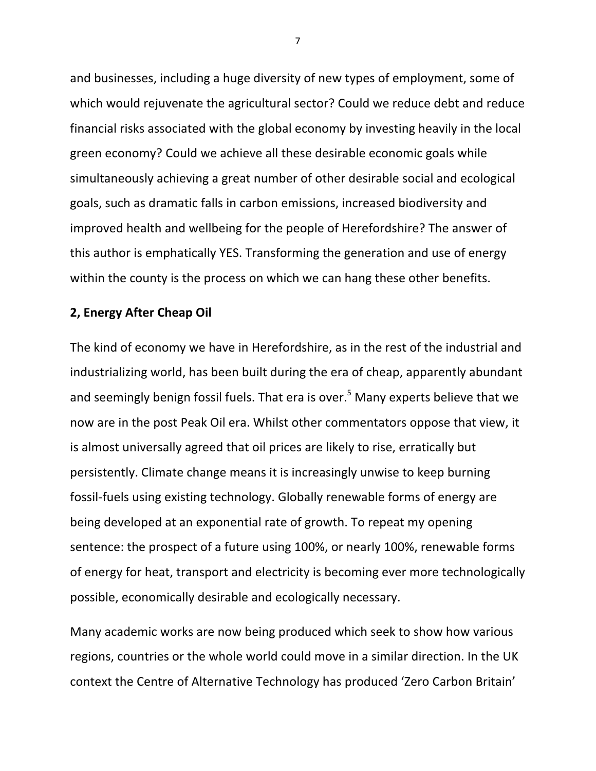and businesses, including a huge diversity of new types of employment, some of which would rejuvenate the agricultural sector? Could we reduce debt and reduce financial risks associated with the global economy by investing heavily in the local green economy? Could we achieve all these desirable economic goals while simultaneously achieving a great number of other desirable social and ecological goals, such as dramatic falls in carbon emissions, increased biodiversity and improved health and wellbeing for the people of Herefordshire? The answer of this author is emphatically YES. Transforming the generation and use of energy within the county is the process on which we can hang these other benefits.

## 2, Energy After Cheap Oil

The kind of economy we have in Herefordshire, as in the rest of the industrial and industrializing world, has been built during the era of cheap, apparently abundant and seemingly benign fossil fuels. That era is over.[5] Many experts believe that we now are in the post Peak Oil era. Whilst other commentators oppose that view, it is almost universally agreed that oil prices are likely to rise, erratically but persistently. Climate change means it is increasingly unwise to keep burning fossil-fuels using existing technology. Globally renewable forms of energy are being developed at an exponential rate of growth. To repeat my opening sentence: the prospect of a future using 100%, or nearly 100%, renewable forms of energy for heat, transport and electricity is becoming ever more technologically possible, economically desirable and ecologically necessary.

Many academic works are now being produced which seek to show how various regions, countries or the whole world could move in a similar direction. In the UK context the Centre of Alternative Technology has produced 'Zero Carbon Britain'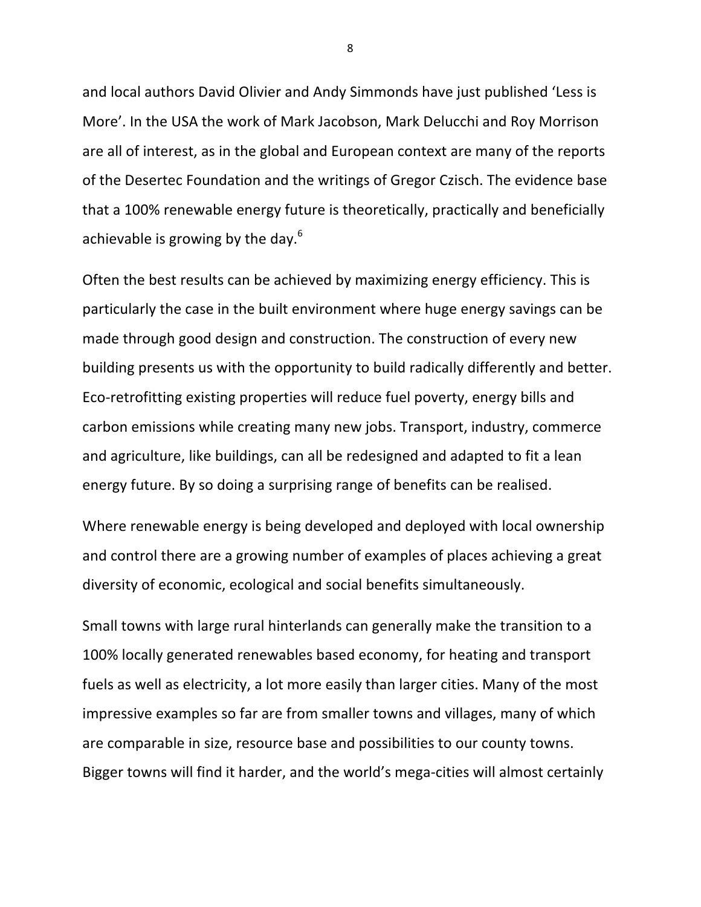and local authors David Olivier and Andy Simmonds have just published 'Less is More'. In the USA the work of Mark Jacobson, Mark Delucchi and Roy Morrison are all of interest, as in the global and European context are many of the reports of the Desertec Foundation and the writings of Gregor Czisch. The evidence base that a 100% renewable energy future is theoretically, practically and beneficially achievable is growing by the day.[6]

Often the best results can be achieved by maximizing energy efficiency. This is particularly the case in the built environment where huge energy savings can be made through good design and construction. The construction of every new building presents us with the opportunity to build radically differently and better. Eco-retrofitting existing properties will reduce fuel poverty, energy bills and carbon emissions while creating many new jobs. Transport, industry, commerce and agriculture, like buildings, can all be redesigned and adapted to fit a lean energy future. By so doing a surprising range of benefits can be realised.

Where renewable energy is being developed and deployed with local ownership and control there are a growing number of examples of places achieving a great diversity of economic, ecological and social benefits simultaneously.

Small towns with large rural hinterlands can generally make the transition to a 100% locally generated renewables based economy, for heating and transport fuels as well as electricity, a lot more easily than larger cities. Many of the most impressive examples so far are from smaller towns and villages, many of which are comparable in size, resource base and possibilities to our county towns. Bigger towns will find it harder, and the world's mega-cities will almost certainly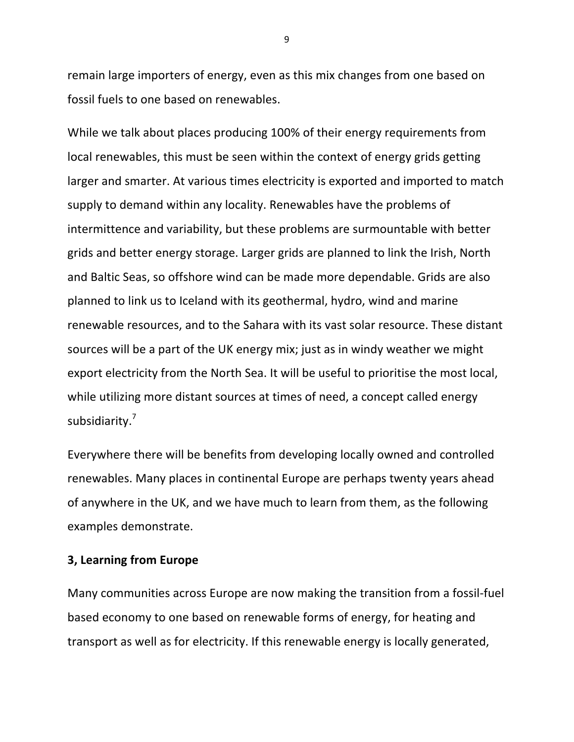remain large importers of energy, even as this mix changes from one based on fossil fuels to one based on renewables.

While we talk about places producing 100% of their energy requirements from local renewables, this must be seen within the context of energy grids getting larger and smarter. At various times electricity is exported and imported to match supply to demand within any locality. Renewables have the problems of intermittence and variability, but these problems are surmountable with better grids and better energy storage. Larger grids are planned to link the Irish, North and Baltic Seas, so offshore wind can be made more dependable. Grids are also planned to link us to Iceland with its geothermal, hydro, wind and marine renewable resources, and to the Sahara with its vast solar resource. These distant sources will be a part of the UK energy mix; just as in windy weather we might export electricity from the North Sea. It will be useful to prioritise the most local, while utilizing more distant sources at times of need, a concept called energy subsidiarity.[7]

Everywhere there will be benefits from developing locally owned and controlled renewables. Many places in continental Europe are perhaps twenty years ahead of anywhere in the UK, and we have much to learn from them, as the following examples demonstrate.

## 3, Learning from Europe

Many communities across Europe are now making the transition from a fossil-fuel based economy to one based on renewable forms of energy, for heating and transport as well as for electricity. If this renewable energy is locally generated,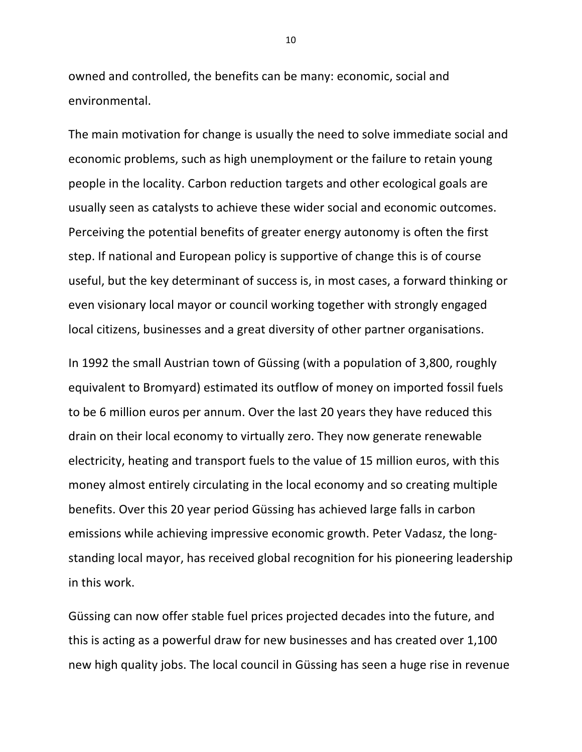owned and controlled, the benefits can be many: economic, social and environmental.

The main motivation for change is usually the need to solve immediate social and economic problems, such as high unemployment or the failure to retain young people in the locality. Carbon reduction targets and other ecological goals are usually seen as catalysts to achieve these wider social and economic outcomes. Perceiving the potential benefits of greater energy autonomy is often the first step. If national and European policy is supportive of change this is of course useful, but the key determinant of success is, in most cases, a forward thinking or even visionary local mayor or council working together with strongly engaged local citizens, businesses and a great diversity of other partner organisations.

In 1992 the small Austrian town of Güssing (with a population of 3,800, roughly equivalent to Bromyard) estimated its outflow of money on imported fossil fuels to be 6 million euros per annum. Over the last 20 years they have reduced this drain on their local economy to virtually zero. They now generate renewable electricity, heating and transport fuels to the value of 15 million euros, with this money almost entirely circulating in the local economy and so creating multiple benefits. Over this 20 year period Güssing has achieved large falls in carbon emissions while achieving impressive economic growth. Peter Vadasz, the long-standing local mayor, has received global recognition for his pioneering leadership in this work.

Güssing can now offer stable fuel prices projected decades into the future, and this is acting as a powerful draw for new businesses and has created over 1,100 new high quality jobs. The local council in Güssing has seen a huge rise in revenue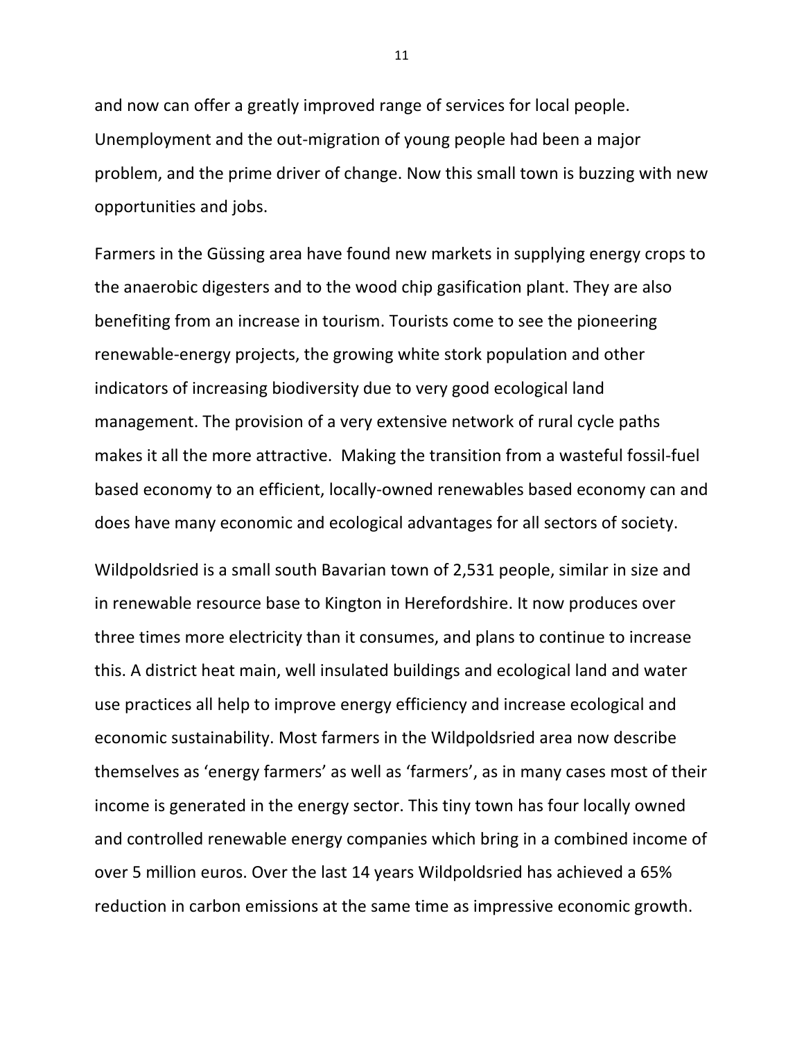and now can offer a greatly improved range of services for local people. Unemployment and the out-migration of young people had been a major problem, and the prime driver of change. Now this small town is buzzing with new opportunities and jobs.

Farmers in the Güssing area have found new markets in supplying energy crops to the anaerobic digesters and to the wood chip gasification plant. They are also benefiting from an increase in tourism. Tourists come to see the pioneering renewable-energy projects, the growing white stork population and other indicators of increasing biodiversity due to very good ecological land management. The provision of a very extensive network of rural cycle paths makes it all the more attractive. Making the transition from a wasteful fossil-fuel based economy to an efficient, locally-owned renewables based economy can and does have many economic and ecological advantages for all sectors of society.

Wildpoldsried is a small south Bavarian town of 2,531 people, similar in size and in renewable resource base to Kington in Herefordshire. It now produces over three times more electricity than it consumes, and plans to continue to increase this. A district heat main, well insulated buildings and ecological land and water use practices all help to improve energy efficiency and increase ecological and economic sustainability. Most farmers in the Wildpoldsried area now describe themselves as 'energy farmers' as well as 'farmers', as in many cases most of their income is generated in the energy sector. This tiny town has four locally owned and controlled renewable energy companies which bring in a combined income of over 5 million euros. Over the last 14 years Wildpoldsried has achieved a 65% reduction in carbon emissions at the same time as impressive economic growth.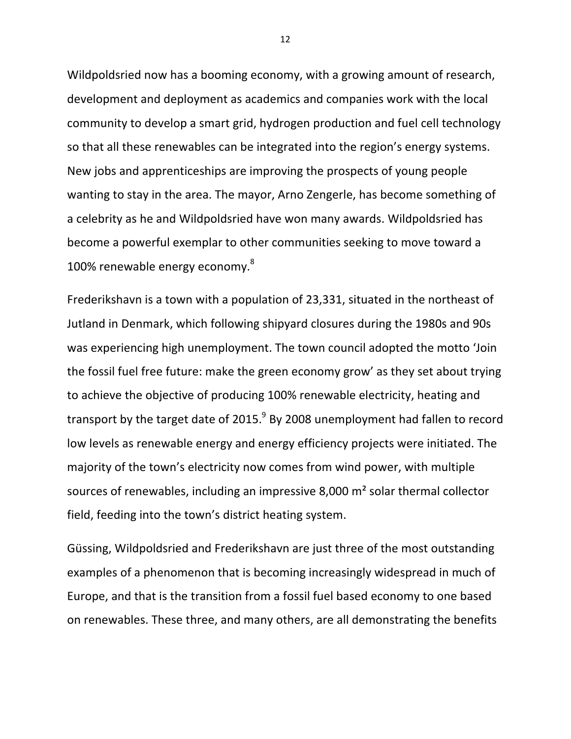Wildpoldsried now has a booming economy, with a growing amount of research, development and deployment as academics and companies work with the local community to develop a smart grid, hydrogen production and fuel cell technology so that all these renewables can be integrated into the region's energy systems. New jobs and apprenticeships are improving the prospects of young people wanting to stay in the area. The mayor, Arno Zengerle, has become something of a celebrity as he and Wildpoldsried have won many awards. Wildpoldsried has become a powerful exemplar to other communities seeking to move toward a 100% renewable energy economy.[8]

Frederikshavn is a town with a population of 23,331, situated in the northeast of Jutland in Denmark, which following shipyard closures during the 1980s and 90s was experiencing high unemployment. The town council adopted the motto 'Join the fossil fuel free future: make the green economy grow' as they set about trying to achieve the objective of producing 100% renewable electricity, heating and transport by the target date of 2015.[9] By 2008 unemployment had fallen to record low levels as renewable energy and energy efficiency projects were initiated. The majority of the town's electricity now comes from wind power, with multiple sources of renewables, including an impressive 8,000 m² solar thermal collector field, feeding into the town's district heating system.

Güssing, Wildpoldsried and Frederikshavn are just three of the most outstanding examples of a phenomenon that is becoming increasingly widespread in much of Europe, and that is the transition from a fossil fuel based economy to one based on renewables. These three, and many others, are all demonstrating the benefits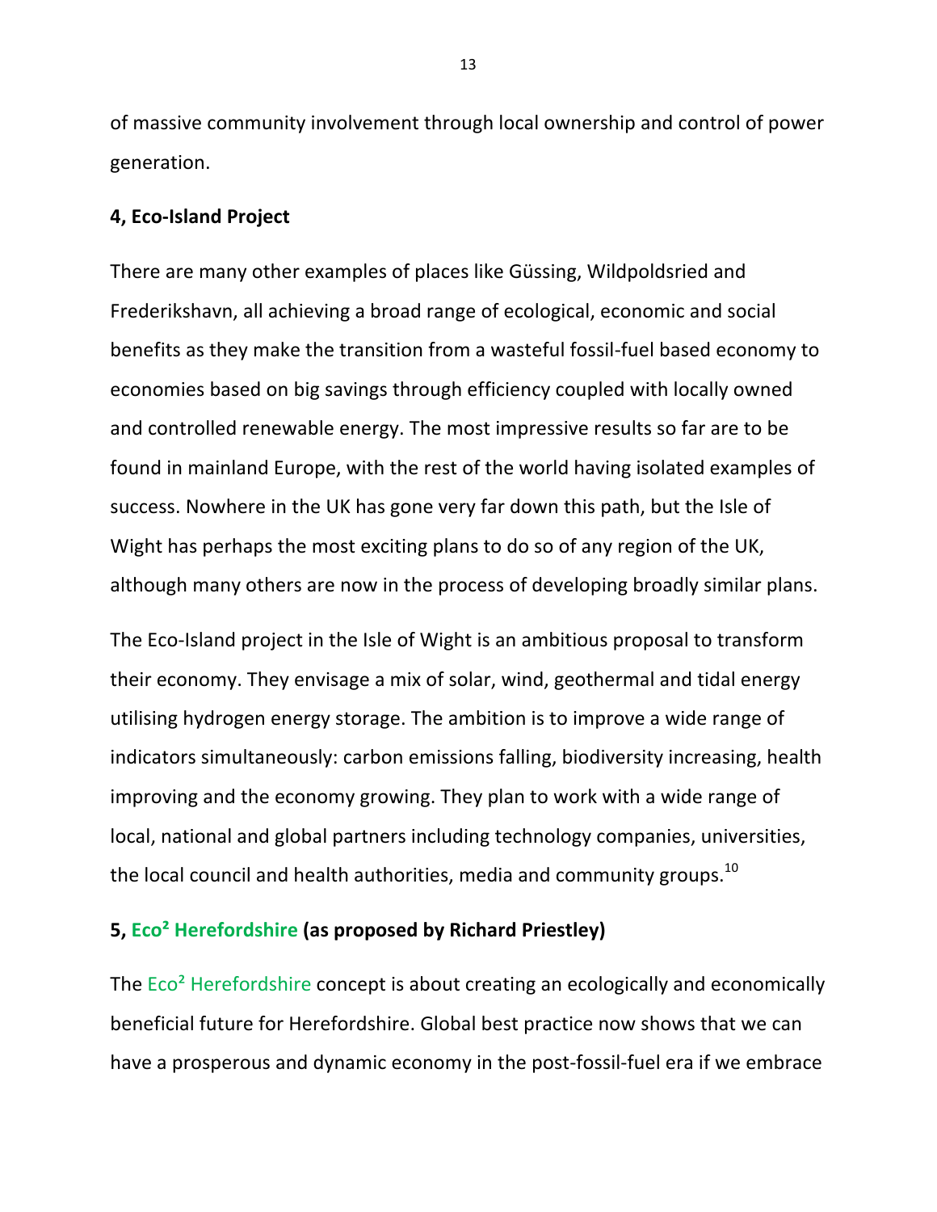of massive community involvement through local ownership and control of power generation.

**4, Eco-Island Project**

There are many other examples of places like Güssing, Wildpoldsried and Frederikshavn, all achieving a broad range of ecological, economic and social benefits as they make the transition from a wasteful fossil-fuel based economy to economies based on big savings through efficiency coupled with locally owned and controlled renewable energy. The most impressive results so far are to be found in mainland Europe, with the rest of the world having isolated examples of success. Nowhere in the UK has gone very far down this path, but the Isle of Wight has perhaps the most exciting plans to do so of any region of the UK, although many others are now in the process of developing broadly similar plans.

The Eco-Island project in the Isle of Wight is an ambitious proposal to transform their economy. They envisage a mix of solar, wind, geothermal and tidal energy utilising hydrogen energy storage. The ambition is to improve a wide range of indicators simultaneously: carbon emissions falling, biodiversity increasing, health improving and the economy growing. They plan to work with a wide range of local, national and global partners including technology companies, universities, the local council and health authorities, media and community groups.[10]

**5, Eco² Herefordshire (as proposed by Richard Priestley)**

The Eco² Herefordshire concept is about creating an ecologically and economically beneficial future for Herefordshire. Global best practice now shows that we can have a prosperous and dynamic economy in the post-fossil-fuel era if we embrace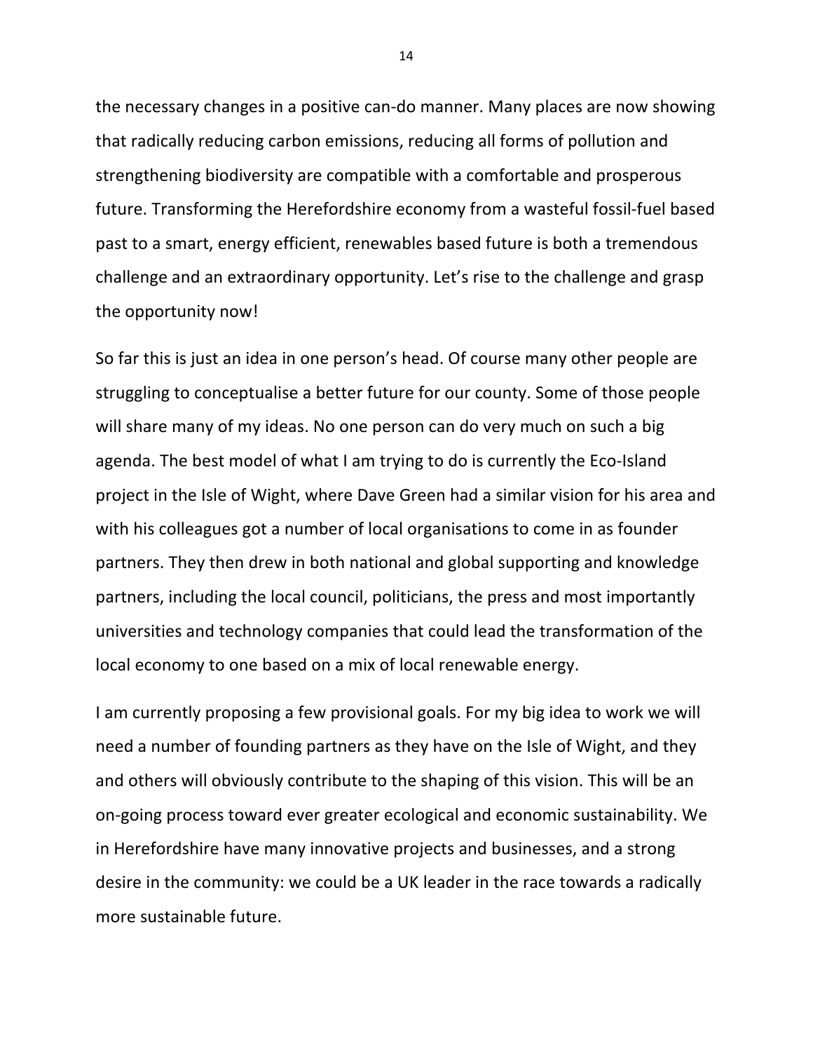the necessary changes in a positive can-do manner. Many places are now showing that radically reducing carbon emissions, reducing all forms of pollution and strengthening biodiversity are compatible with a comfortable and prosperous future. Transforming the Herefordshire economy from a wasteful fossil-fuel based past to a smart, energy efficient, renewables based future is both a tremendous challenge and an extraordinary opportunity. Let's rise to the challenge and grasp the opportunity now!

So far this is just an idea in one person's head. Of course many other people are struggling to conceptualise a better future for our county. Some of those people will share many of my ideas. No one person can do very much on such a big agenda. The best model of what I am trying to do is currently the Eco-Island project in the Isle of Wight, where Dave Green had a similar vision for his area and with his colleagues got a number of local organisations to come in as founder partners. They then drew in both national and global supporting and knowledge partners, including the local council, politicians, the press and most importantly universities and technology companies that could lead the transformation of the local economy to one based on a mix of local renewable energy.

I am currently proposing a few provisional goals. For my big idea to work we will need a number of founding partners as they have on the Isle of Wight, and they and others will obviously contribute to the shaping of this vision. This will be an on-going process toward ever greater ecological and economic sustainability. We in Herefordshire have many innovative projects and businesses, and a strong desire in the community: we could be a UK leader in the race towards a radically more sustainable future.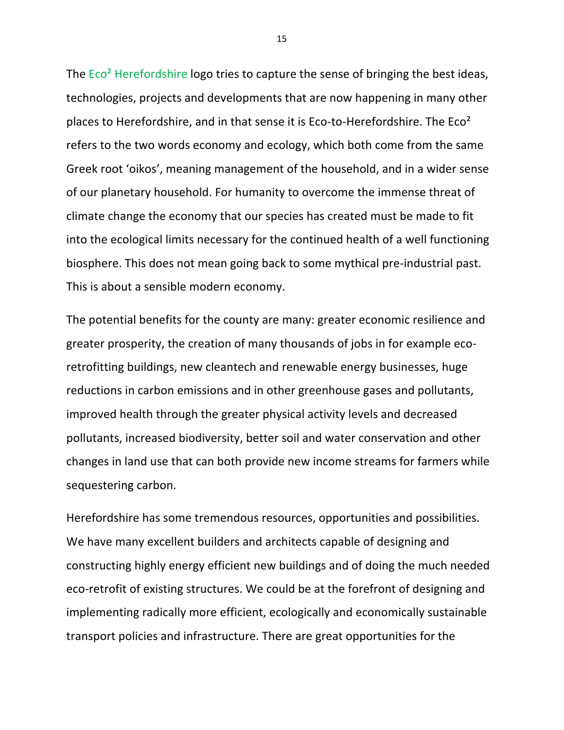The Eco$^2$ Herefordshire logo tries to capture the sense of bringing the best ideas, technologies, projects and developments that are now happening in many other places to Herefordshire, and in that sense it is Eco-to-Herefordshire. The Eco$^2$ refers to the two words economy and ecology, which both come from the same Greek root 'oikos', meaning management of the household, and in a wider sense of our planetary household. For humanity to overcome the immense threat of climate change the economy that our species has created must be made to fit into the ecological limits necessary for the continued health of a well functioning biosphere. This does not mean going back to some mythical pre-industrial past. This is about a sensible modern economy.

The potential benefits for the county are many: greater economic resilience and greater prosperity, the creation of many thousands of jobs in for example eco-retrofitting buildings, new cleantech and renewable energy businesses, huge reductions in carbon emissions and in other greenhouse gases and pollutants, improved health through the greater physical activity levels and decreased pollutants, increased biodiversity, better soil and water conservation and other changes in land use that can both provide new income streams for farmers while sequestering carbon.

Herefordshire has some tremendous resources, opportunities and possibilities. We have many excellent builders and architects capable of designing and constructing highly energy efficient new buildings and of doing the much needed eco-retrofit of existing structures. We could be at the forefront of designing and implementing radically more efficient, ecologically and economically sustainable transport policies and infrastructure. There are great opportunities for the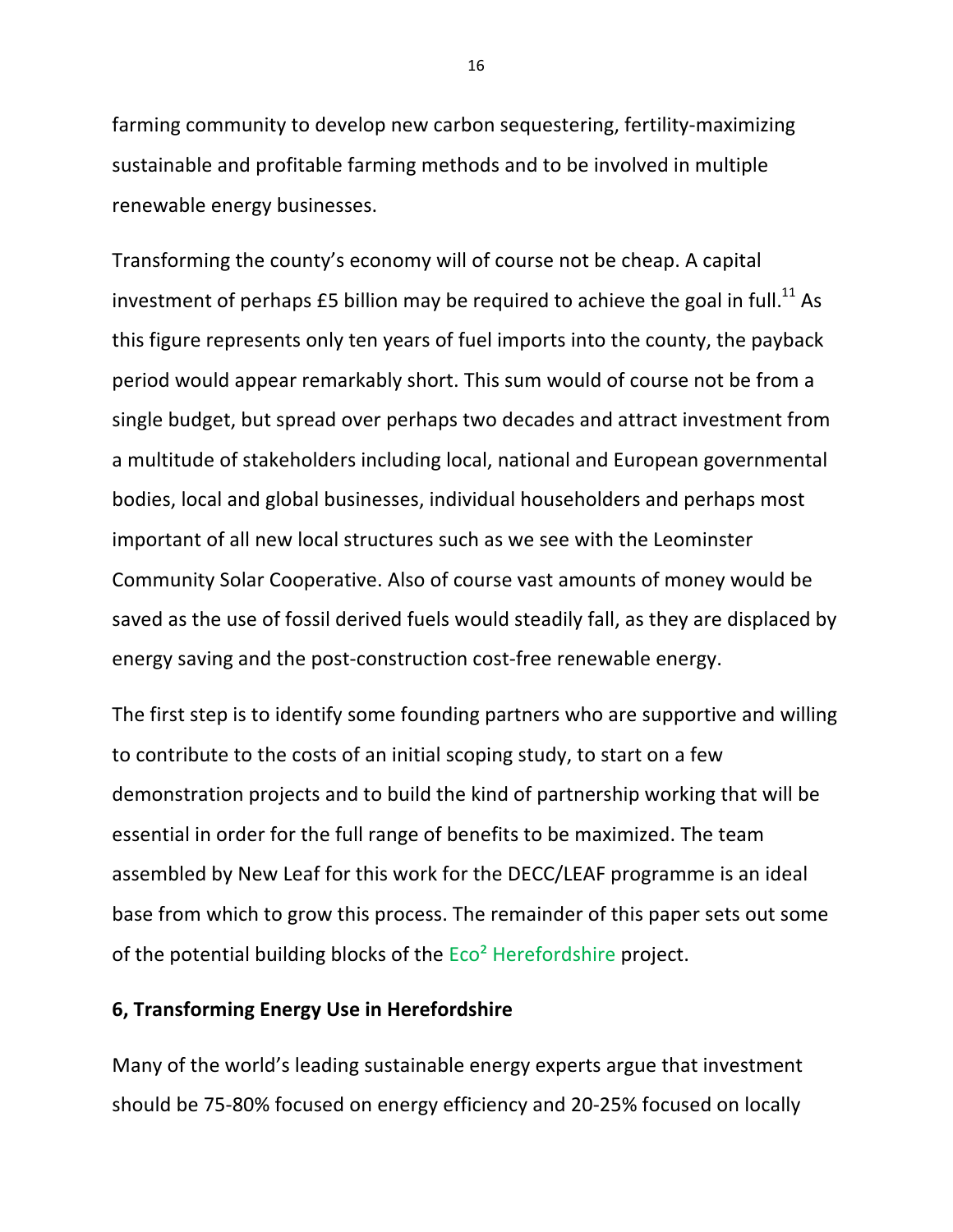farming community to develop new carbon sequestering, fertility-maximizing sustainable and profitable farming methods and to be involved in multiple renewable energy businesses.

Transforming the county's economy will of course not be cheap. A capital investment of perhaps £5 billion may be required to achieve the goal in full.[11] As this figure represents only ten years of fuel imports into the county, the payback period would appear remarkably short. This sum would of course not be from a single budget, but spread over perhaps two decades and attract investment from a multitude of stakeholders including local, national and European governmental bodies, local and global businesses, individual householders and perhaps most important of all new local structures such as we see with the Leominster Community Solar Cooperative. Also of course vast amounts of money would be saved as the use of fossil derived fuels would steadily fall, as they are displaced by energy saving and the post-construction cost-free renewable energy.

The first step is to identify some founding partners who are supportive and willing to contribute to the costs of an initial scoping study, to start on a few demonstration projects and to build the kind of partnership working that will be essential in order for the full range of benefits to be maximized. The team assembled by New Leaf for this work for the DECC/LEAF programme is an ideal base from which to grow this process. The remainder of this paper sets out some of the potential building blocks of the Eco² Herefordshire project.

## 6, Transforming Energy Use in Herefordshire

Many of the world's leading sustainable energy experts argue that investment should be 75-80% focused on energy efficiency and 20-25% focused on locally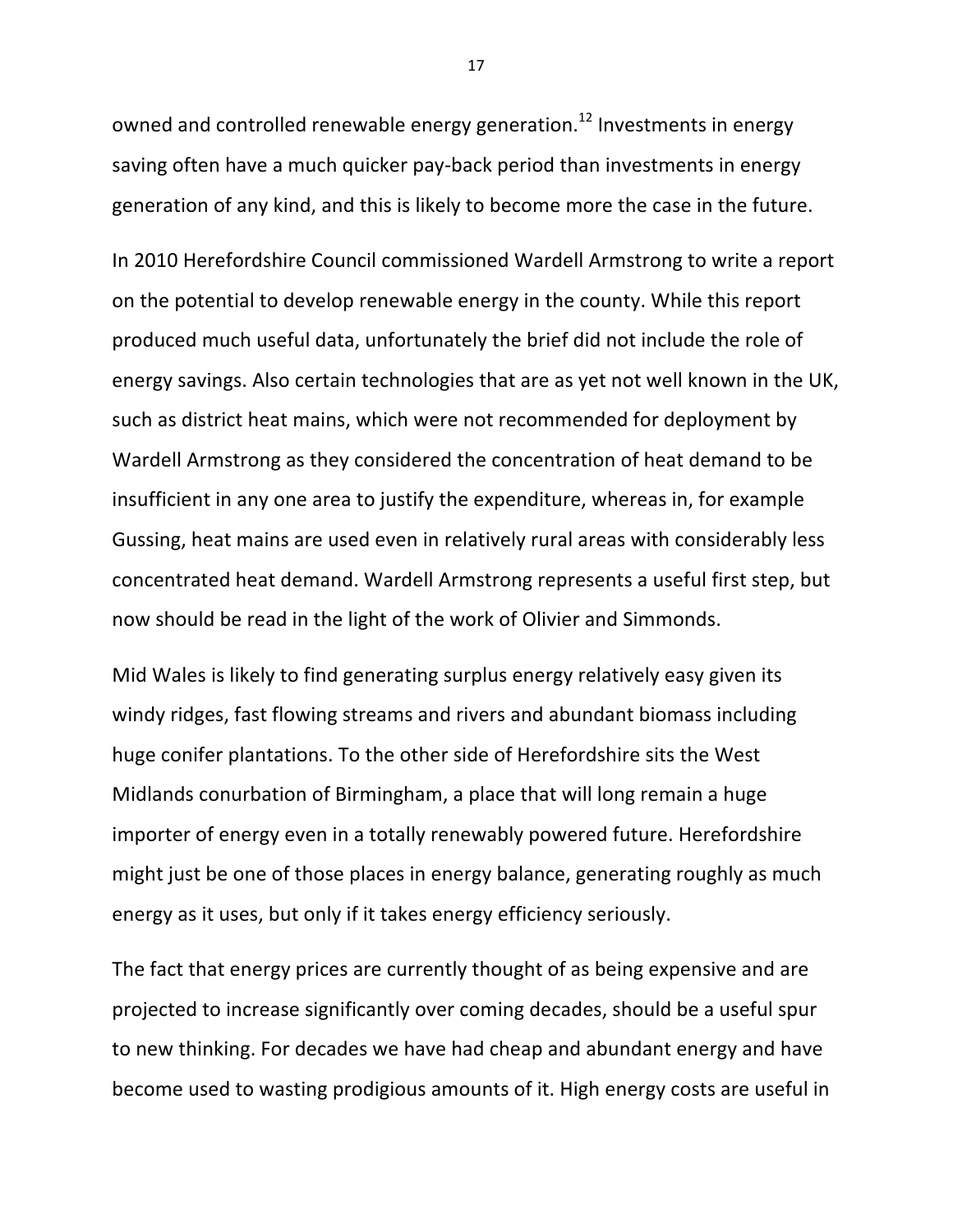owned and controlled renewable energy generation.[12] Investments in energy saving often have a much quicker pay-back period than investments in energy generation of any kind, and this is likely to become more the case in the future.

In 2010 Herefordshire Council commissioned Wardell Armstrong to write a report on the potential to develop renewable energy in the county. While this report produced much useful data, unfortunately the brief did not include the role of energy savings. Also certain technologies that are as yet not well known in the UK, such as district heat mains, which were not recommended for deployment by Wardell Armstrong as they considered the concentration of heat demand to be insufficient in any one area to justify the expenditure, whereas in, for example Gussing, heat mains are used even in relatively rural areas with considerably less concentrated heat demand. Wardell Armstrong represents a useful first step, but now should be read in the light of the work of Olivier and Simmonds.

Mid Wales is likely to find generating surplus energy relatively easy given its windy ridges, fast flowing streams and rivers and abundant biomass including huge conifer plantations. To the other side of Herefordshire sits the West Midlands conurbation of Birmingham, a place that will long remain a huge importer of energy even in a totally renewably powered future. Herefordshire might just be one of those places in energy balance, generating roughly as much energy as it uses, but only if it takes energy efficiency seriously.

The fact that energy prices are currently thought of as being expensive and are projected to increase significantly over coming decades, should be a useful spur to new thinking. For decades we have had cheap and abundant energy and have become used to wasting prodigious amounts of it. High energy costs are useful in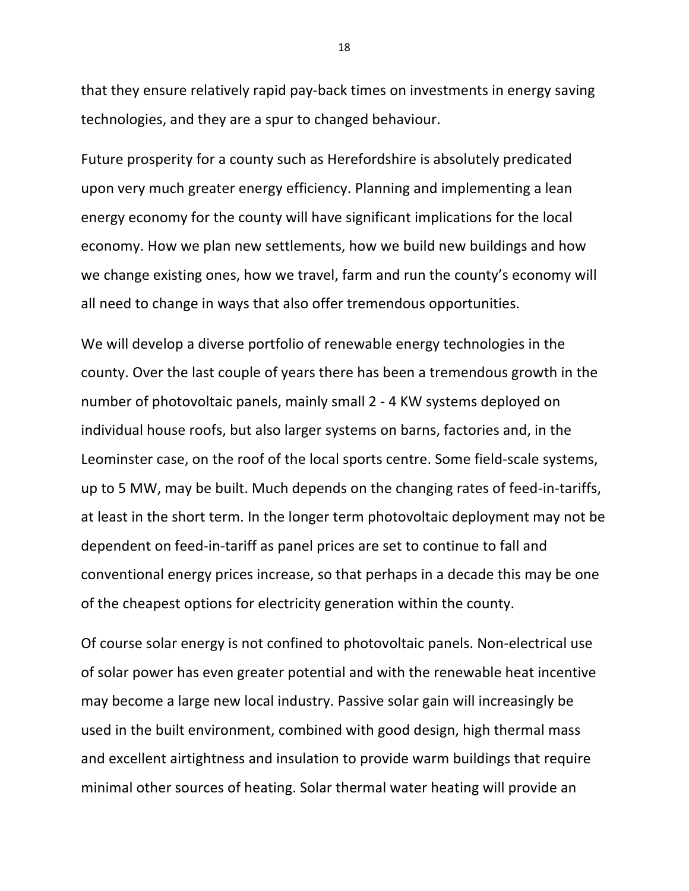that they ensure relatively rapid pay-back times on investments in energy saving technologies, and they are a spur to changed behaviour.

Future prosperity for a county such as Herefordshire is absolutely predicated upon very much greater energy efficiency. Planning and implementing a lean energy economy for the county will have significant implications for the local economy. How we plan new settlements, how we build new buildings and how we change existing ones, how we travel, farm and run the county's economy will all need to change in ways that also offer tremendous opportunities.

We will develop a diverse portfolio of renewable energy technologies in the county. Over the last couple of years there has been a tremendous growth in the number of photovoltaic panels, mainly small 2 - 4 KW systems deployed on individual house roofs, but also larger systems on barns, factories and, in the Leominster case, on the roof of the local sports centre. Some field-scale systems, up to 5 MW, may be built. Much depends on the changing rates of feed-in-tariffs, at least in the short term. In the longer term photovoltaic deployment may not be dependent on feed-in-tariff as panel prices are set to continue to fall and conventional energy prices increase, so that perhaps in a decade this may be one of the cheapest options for electricity generation within the county.

Of course solar energy is not confined to photovoltaic panels. Non-electrical use of solar power has even greater potential and with the renewable heat incentive may become a large new local industry. Passive solar gain will increasingly be used in the built environment, combined with good design, high thermal mass and excellent airtightness and insulation to provide warm buildings that require minimal other sources of heating. Solar thermal water heating will provide an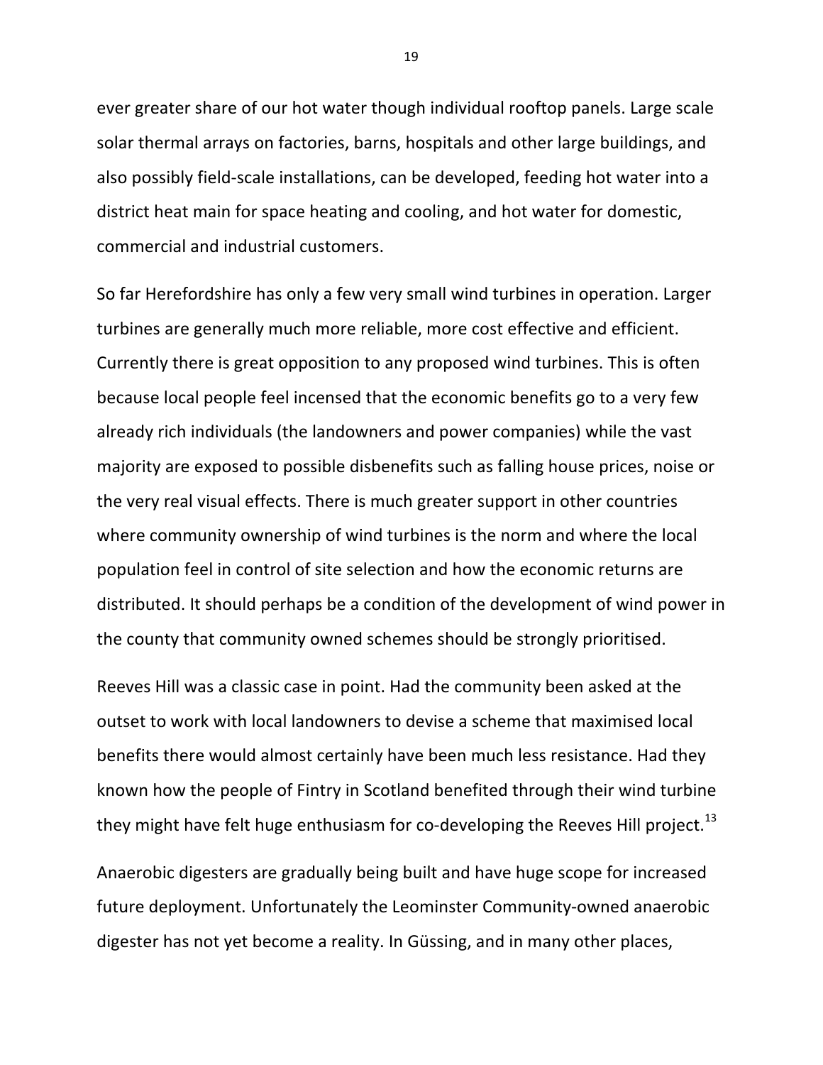ever greater share of our hot water though individual rooftop panels. Large scale solar thermal arrays on factories, barns, hospitals and other large buildings, and also possibly field-scale installations, can be developed, feeding hot water into a district heat main for space heating and cooling, and hot water for domestic, commercial and industrial customers.

So far Herefordshire has only a few very small wind turbines in operation. Larger turbines are generally much more reliable, more cost effective and efficient. Currently there is great opposition to any proposed wind turbines. This is often because local people feel incensed that the economic benefits go to a very few already rich individuals (the landowners and power companies) while the vast majority are exposed to possible disbenefits such as falling house prices, noise or the very real visual effects. There is much greater support in other countries where community ownership of wind turbines is the norm and where the local population feel in control of site selection and how the economic returns are distributed. It should perhaps be a condition of the development of wind power in the county that community owned schemes should be strongly prioritised.

Reeves Hill was a classic case in point. Had the community been asked at the outset to work with local landowners to devise a scheme that maximised local benefits there would almost certainly have been much less resistance. Had they known how the people of Fintry in Scotland benefited through their wind turbine they might have felt huge enthusiasm for co-developing the Reeves Hill project.[13]

Anaerobic digesters are gradually being built and have huge scope for increased future deployment. Unfortunately the Leominster Community-owned anaerobic digester has not yet become a reality. In Güssing, and in many other places,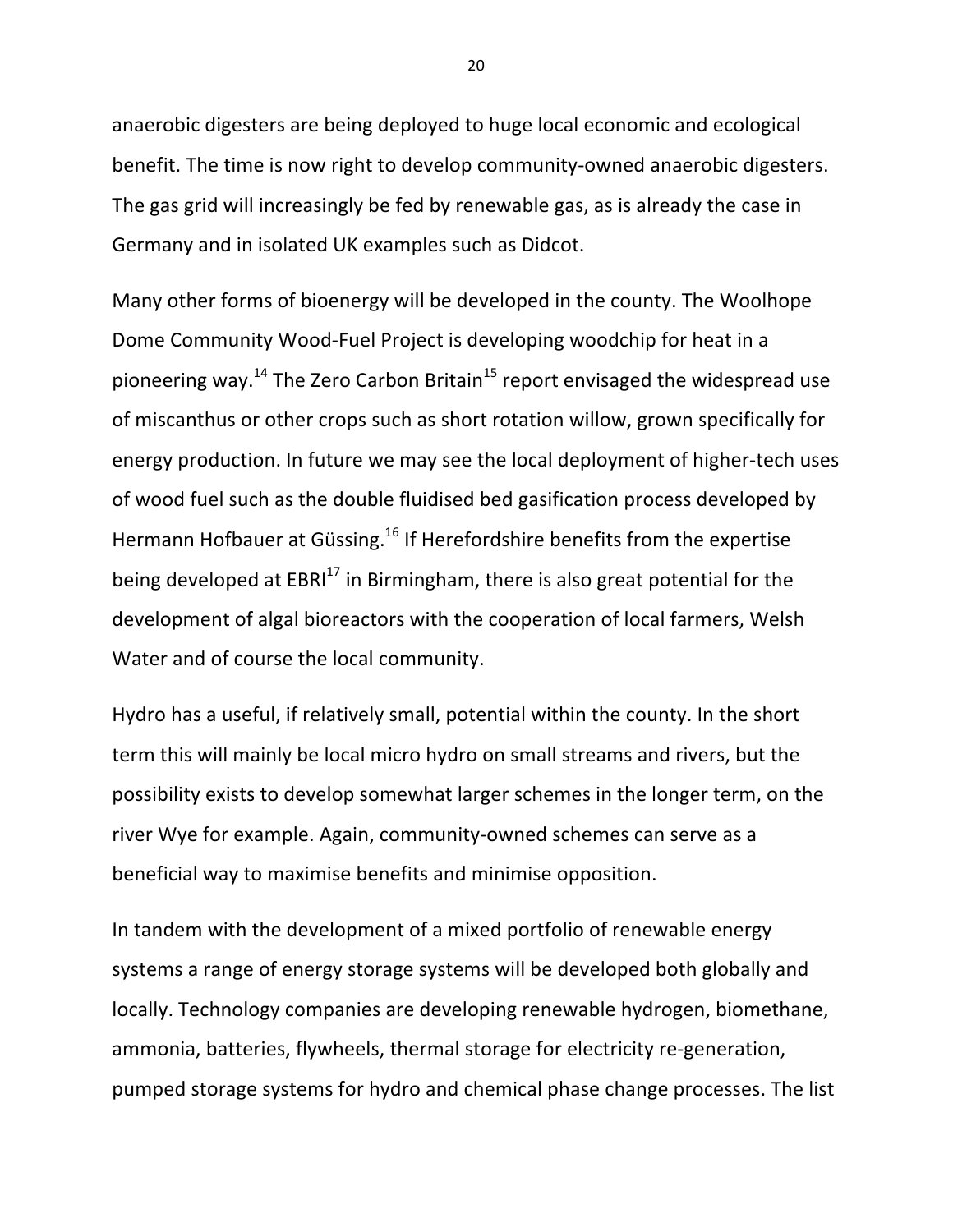anaerobic digesters are being deployed to huge local economic and ecological benefit. The time is now right to develop community-owned anaerobic digesters. The gas grid will increasingly be fed by renewable gas, as is already the case in Germany and in isolated UK examples such as Didcot.

Many other forms of bioenergy will be developed in the county. The Woolhope Dome Community Wood-Fuel Project is developing woodchip for heat in a pioneering way.[14] The Zero Carbon Britain[15] report envisaged the widespread use of miscanthus or other crops such as short rotation willow, grown specifically for energy production. In future we may see the local deployment of higher-tech uses of wood fuel such as the double fluidised bed gasification process developed by Hermann Hofbauer at Güssing.[16] If Herefordshire benefits from the expertise being developed at EBRI[17] in Birmingham, there is also great potential for the development of algal bioreactors with the cooperation of local farmers, Welsh Water and of course the local community.

Hydro has a useful, if relatively small, potential within the county. In the short term this will mainly be local micro hydro on small streams and rivers, but the possibility exists to develop somewhat larger schemes in the longer term, on the river Wye for example. Again, community-owned schemes can serve as a beneficial way to maximise benefits and minimise opposition.

In tandem with the development of a mixed portfolio of renewable energy systems a range of energy storage systems will be developed both globally and locally. Technology companies are developing renewable hydrogen, biomethane, ammonia, batteries, flywheels, thermal storage for electricity re-generation, pumped storage systems for hydro and chemical phase change processes. The list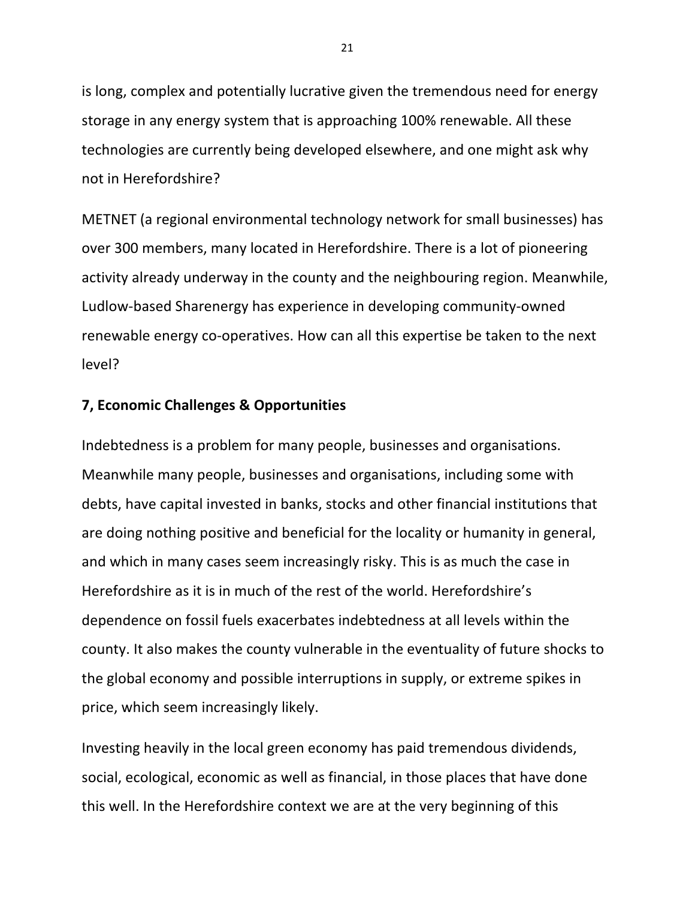is long, complex and potentially lucrative given the tremendous need for energy storage in any energy system that is approaching 100% renewable. All these technologies are currently being developed elsewhere, and one might ask why not in Herefordshire?

METNET (a regional environmental technology network for small businesses) has over 300 members, many located in Herefordshire. There is a lot of pioneering activity already underway in the county and the neighbouring region. Meanwhile, Ludlow-based Sharenergy has experience in developing community-owned renewable energy co-operatives. How can all this expertise be taken to the next level?

**7, Economic Challenges & Opportunities**

Indebtedness is a problem for many people, businesses and organisations. Meanwhile many people, businesses and organisations, including some with debts, have capital invested in banks, stocks and other financial institutions that are doing nothing positive and beneficial for the locality or humanity in general, and which in many cases seem increasingly risky. This is as much the case in Herefordshire as it is in much of the rest of the world. Herefordshire's dependence on fossil fuels exacerbates indebtedness at all levels within the county. It also makes the county vulnerable in the eventuality of future shocks to the global economy and possible interruptions in supply, or extreme spikes in price, which seem increasingly likely.

Investing heavily in the local green economy has paid tremendous dividends, social, ecological, economic as well as financial, in those places that have done this well. In the Herefordshire context we are at the very beginning of this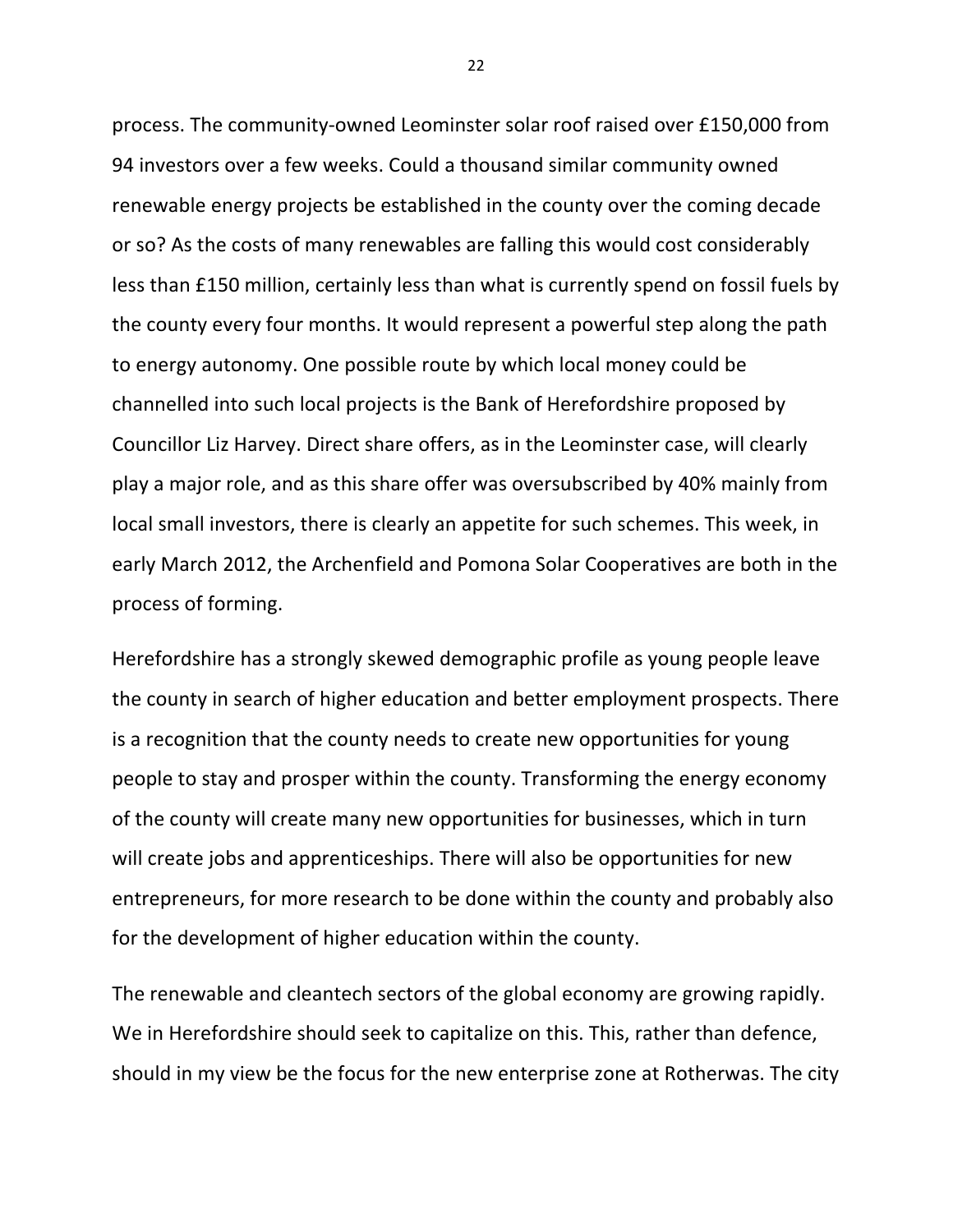process. The community-owned Leominster solar roof raised over £150,000 from 94 investors over a few weeks. Could a thousand similar community owned renewable energy projects be established in the county over the coming decade or so? As the costs of many renewables are falling this would cost considerably less than £150 million, certainly less than what is currently spend on fossil fuels by the county every four months. It would represent a powerful step along the path to energy autonomy. One possible route by which local money could be channelled into such local projects is the Bank of Herefordshire proposed by Councillor Liz Harvey. Direct share offers, as in the Leominster case, will clearly play a major role, and as this share offer was oversubscribed by 40% mainly from local small investors, there is clearly an appetite for such schemes. This week, in early March 2012, the Archenfield and Pomona Solar Cooperatives are both in the process of forming.

Herefordshire has a strongly skewed demographic profile as young people leave the county in search of higher education and better employment prospects. There is a recognition that the county needs to create new opportunities for young people to stay and prosper within the county. Transforming the energy economy of the county will create many new opportunities for businesses, which in turn will create jobs and apprenticeships. There will also be opportunities for new entrepreneurs, for more research to be done within the county and probably also for the development of higher education within the county.

The renewable and cleantech sectors of the global economy are growing rapidly. We in Herefordshire should seek to capitalize on this. This, rather than defence, should in my view be the focus for the new enterprise zone at Rotherwas. The city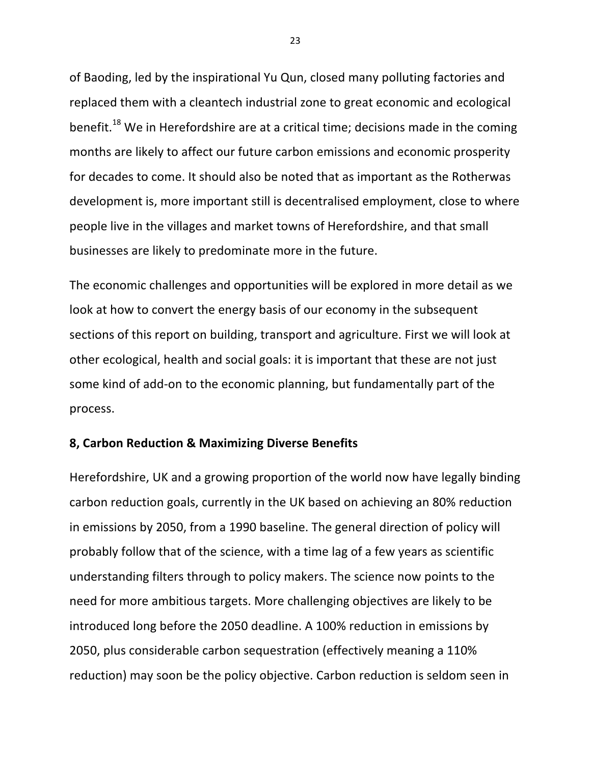of Baoding, led by the inspirational Yu Qun, closed many polluting factories and replaced them with a cleantech industrial zone to great economic and ecological benefit.[18] We in Herefordshire are at a critical time; decisions made in the coming months are likely to affect our future carbon emissions and economic prosperity for decades to come. It should also be noted that as important as the Rotherwas development is, more important still is decentralised employment, close to where people live in the villages and market towns of Herefordshire, and that small businesses are likely to predominate more in the future.

The economic challenges and opportunities will be explored in more detail as we look at how to convert the energy basis of our economy in the subsequent sections of this report on building, transport and agriculture. First we will look at other ecological, health and social goals: it is important that these are not just some kind of add-on to the economic planning, but fundamentally part of the process.

**8, Carbon Reduction & Maximizing Diverse Benefits**

Herefordshire, UK and a growing proportion of the world now have legally binding carbon reduction goals, currently in the UK based on achieving an 80% reduction in emissions by 2050, from a 1990 baseline. The general direction of policy will probably follow that of the science, with a time lag of a few years as scientific understanding filters through to policy makers. The science now points to the need for more ambitious targets. More challenging objectives are likely to be introduced long before the 2050 deadline. A 100% reduction in emissions by 2050, plus considerable carbon sequestration (effectively meaning a 110% reduction) may soon be the policy objective. Carbon reduction is seldom seen in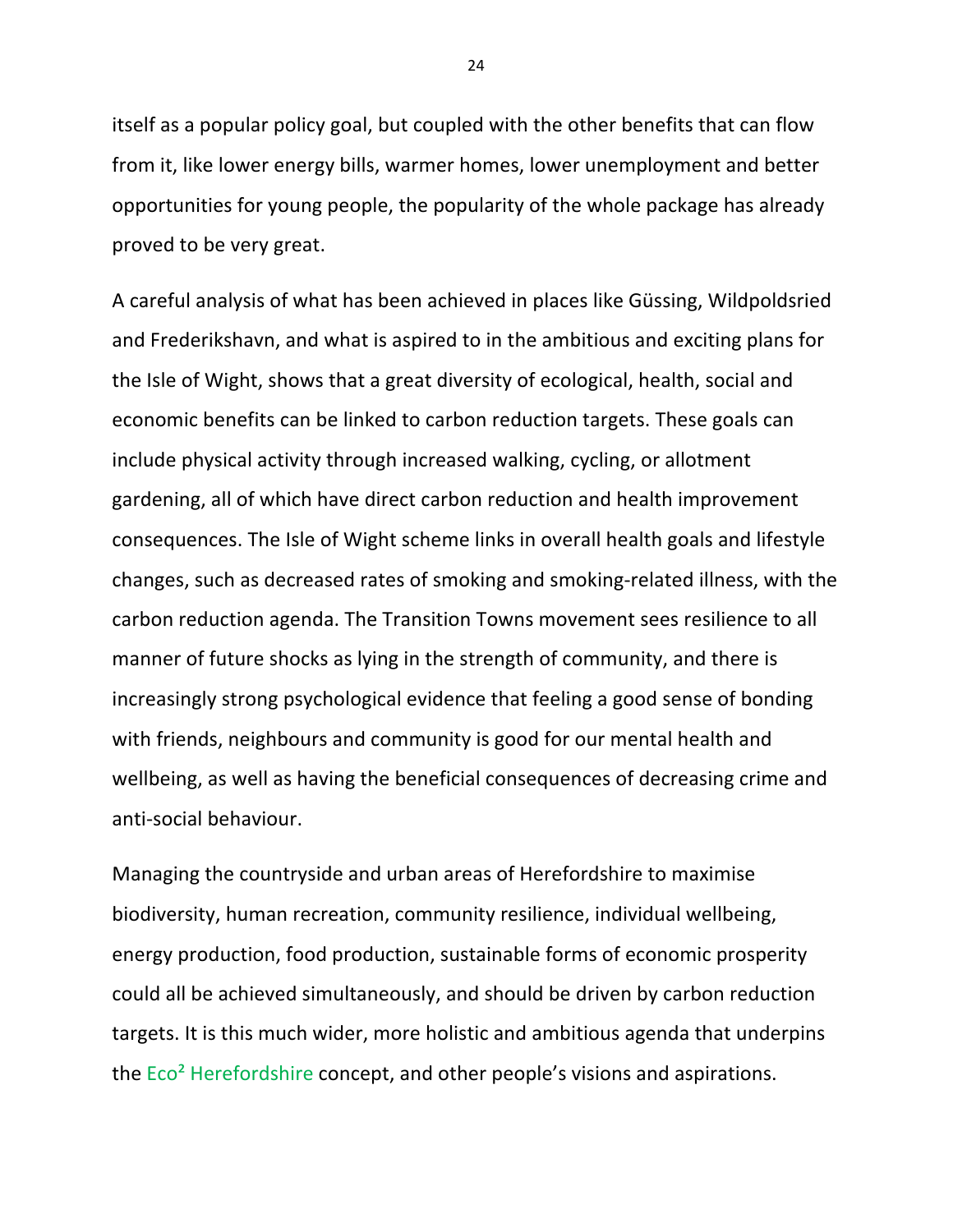itself as a popular policy goal, but coupled with the other benefits that can flow from it, like lower energy bills, warmer homes, lower unemployment and better opportunities for young people, the popularity of the whole package has already proved to be very great.

A careful analysis of what has been achieved in places like Güssing, Wildpoldsried and Frederikshavn, and what is aspired to in the ambitious and exciting plans for the Isle of Wight, shows that a great diversity of ecological, health, social and economic benefits can be linked to carbon reduction targets. These goals can include physical activity through increased walking, cycling, or allotment gardening, all of which have direct carbon reduction and health improvement consequences. The Isle of Wight scheme links in overall health goals and lifestyle changes, such as decreased rates of smoking and smoking-related illness, with the carbon reduction agenda. The Transition Towns movement sees resilience to all manner of future shocks as lying in the strength of community, and there is increasingly strong psychological evidence that feeling a good sense of bonding with friends, neighbours and community is good for our mental health and wellbeing, as well as having the beneficial consequences of decreasing crime and anti-social behaviour.

Managing the countryside and urban areas of Herefordshire to maximise biodiversity, human recreation, community resilience, individual wellbeing, energy production, food production, sustainable forms of economic prosperity could all be achieved simultaneously, and should be driven by carbon reduction targets. It is this much wider, more holistic and ambitious agenda that underpins the Eco$^2$ Herefordshire concept, and other people's visions and aspirations.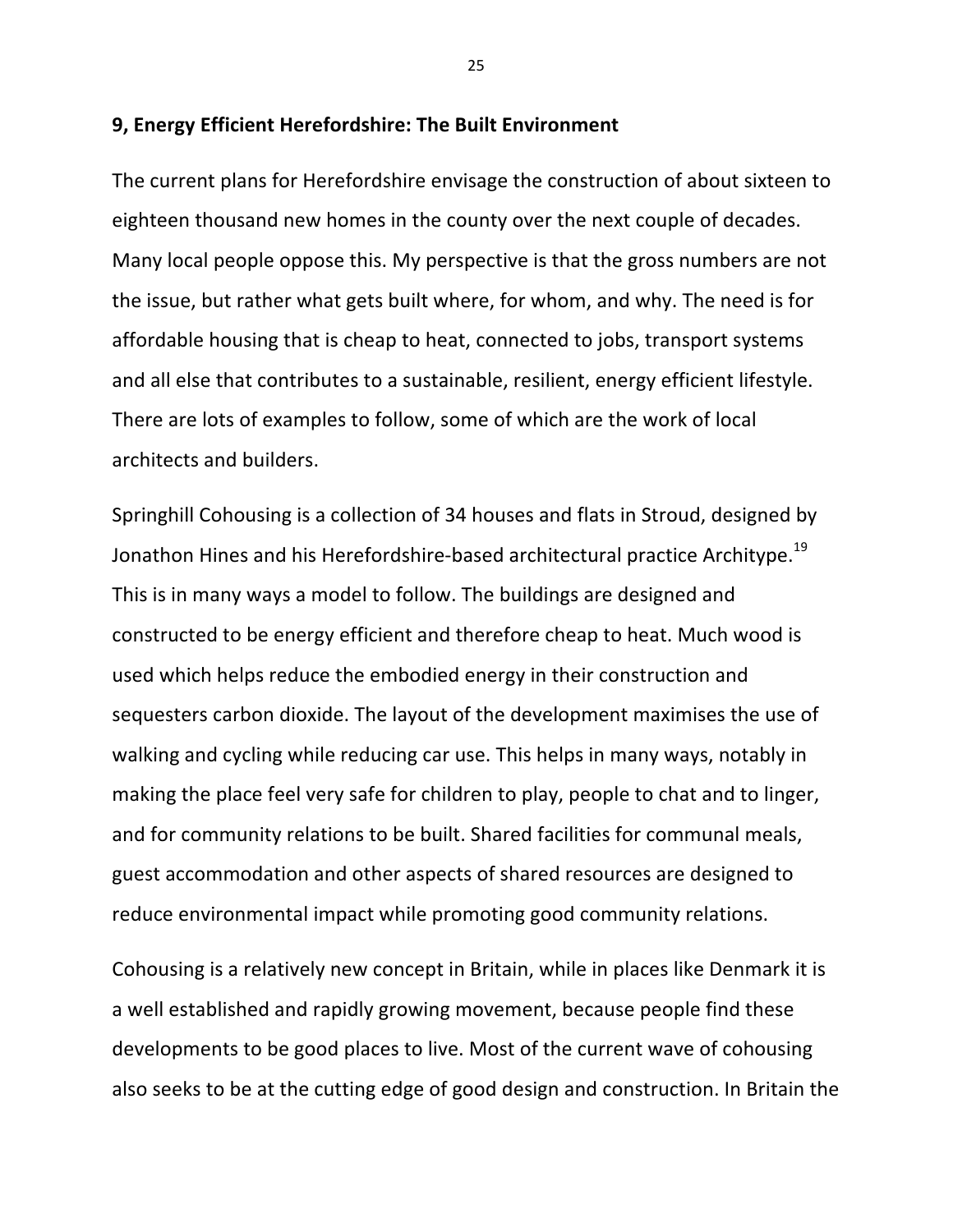## 9, Energy Efficient Herefordshire: The Built Environment

The current plans for Herefordshire envisage the construction of about sixteen to eighteen thousand new homes in the county over the next couple of decades. Many local people oppose this. My perspective is that the gross numbers are not the issue, but rather what gets built where, for whom, and why. The need is for affordable housing that is cheap to heat, connected to jobs, transport systems and all else that contributes to a sustainable, resilient, energy efficient lifestyle. There are lots of examples to follow, some of which are the work of local architects and builders.

Springhill Cohousing is a collection of 34 houses and flats in Stroud, designed by Jonathon Hines and his Herefordshire-based architectural practice Architype.[19] This is in many ways a model to follow. The buildings are designed and constructed to be energy efficient and therefore cheap to heat. Much wood is used which helps reduce the embodied energy in their construction and sequesters carbon dioxide. The layout of the development maximises the use of walking and cycling while reducing car use. This helps in many ways, notably in making the place feel very safe for children to play, people to chat and to linger, and for community relations to be built. Shared facilities for communal meals, guest accommodation and other aspects of shared resources are designed to reduce environmental impact while promoting good community relations.

Cohousing is a relatively new concept in Britain, while in places like Denmark it is a well established and rapidly growing movement, because people find these developments to be good places to live. Most of the current wave of cohousing also seeks to be at the cutting edge of good design and construction. In Britain the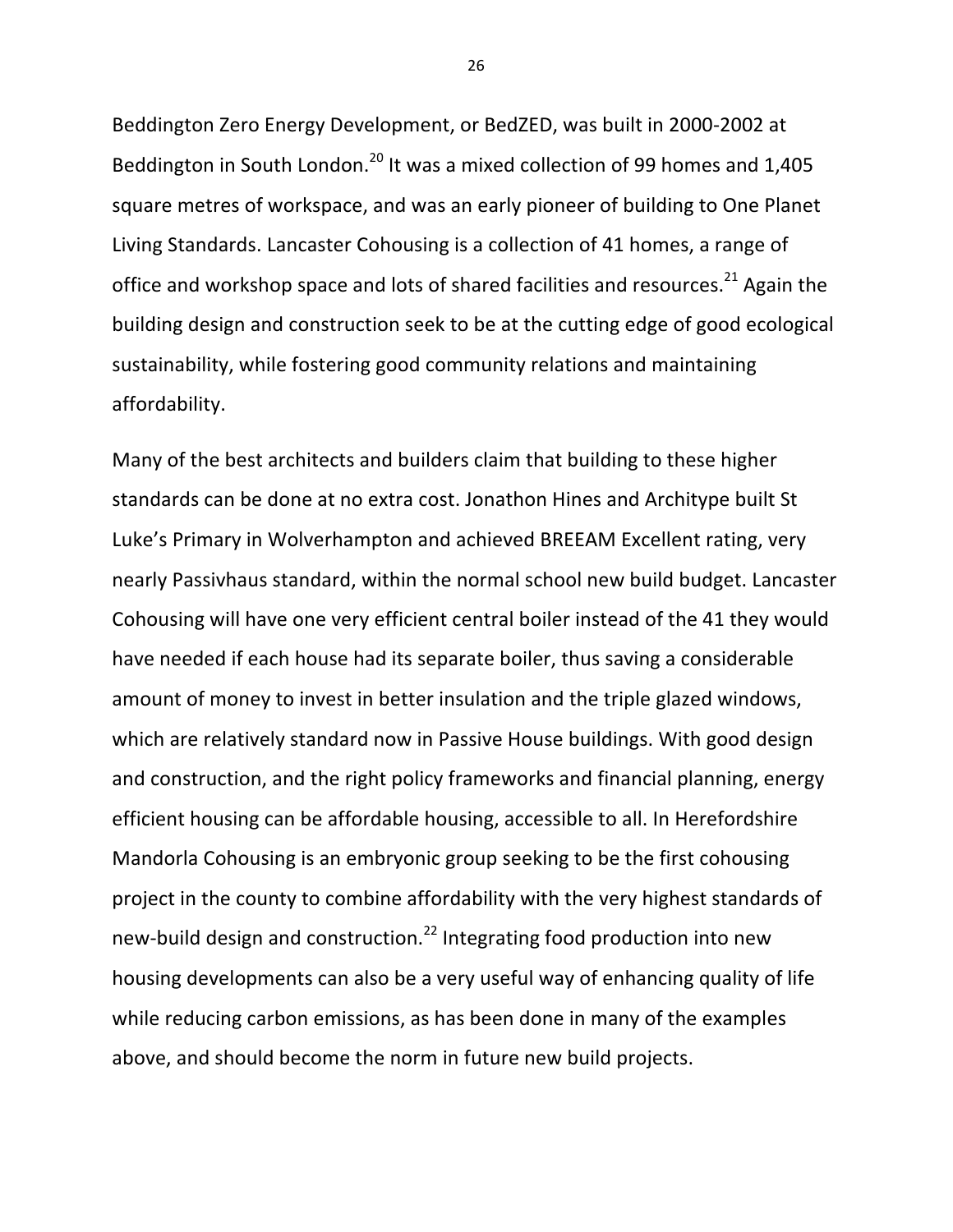Beddington Zero Energy Development, or BedZED, was built in 2000-2002 at Beddington in South London.[20] It was a mixed collection of 99 homes and 1,405 square metres of workspace, and was an early pioneer of building to One Planet Living Standards. Lancaster Cohousing is a collection of 41 homes, a range of office and workshop space and lots of shared facilities and resources.[21] Again the building design and construction seek to be at the cutting edge of good ecological sustainability, while fostering good community relations and maintaining affordability.

Many of the best architects and builders claim that building to these higher standards can be done at no extra cost. Jonathon Hines and Architype built St Luke's Primary in Wolverhampton and achieved BREEAM Excellent rating, very nearly Passivhaus standard, within the normal school new build budget. Lancaster Cohousing will have one very efficient central boiler instead of the 41 they would have needed if each house had its separate boiler, thus saving a considerable amount of money to invest in better insulation and the triple glazed windows, which are relatively standard now in Passive House buildings. With good design and construction, and the right policy frameworks and financial planning, energy efficient housing can be affordable housing, accessible to all. In Herefordshire Mandorla Cohousing is an embryonic group seeking to be the first cohousing project in the county to combine affordability with the very highest standards of new-build design and construction.[22] Integrating food production into new housing developments can also be a very useful way of enhancing quality of life while reducing carbon emissions, as has been done in many of the examples above, and should become the norm in future new build projects.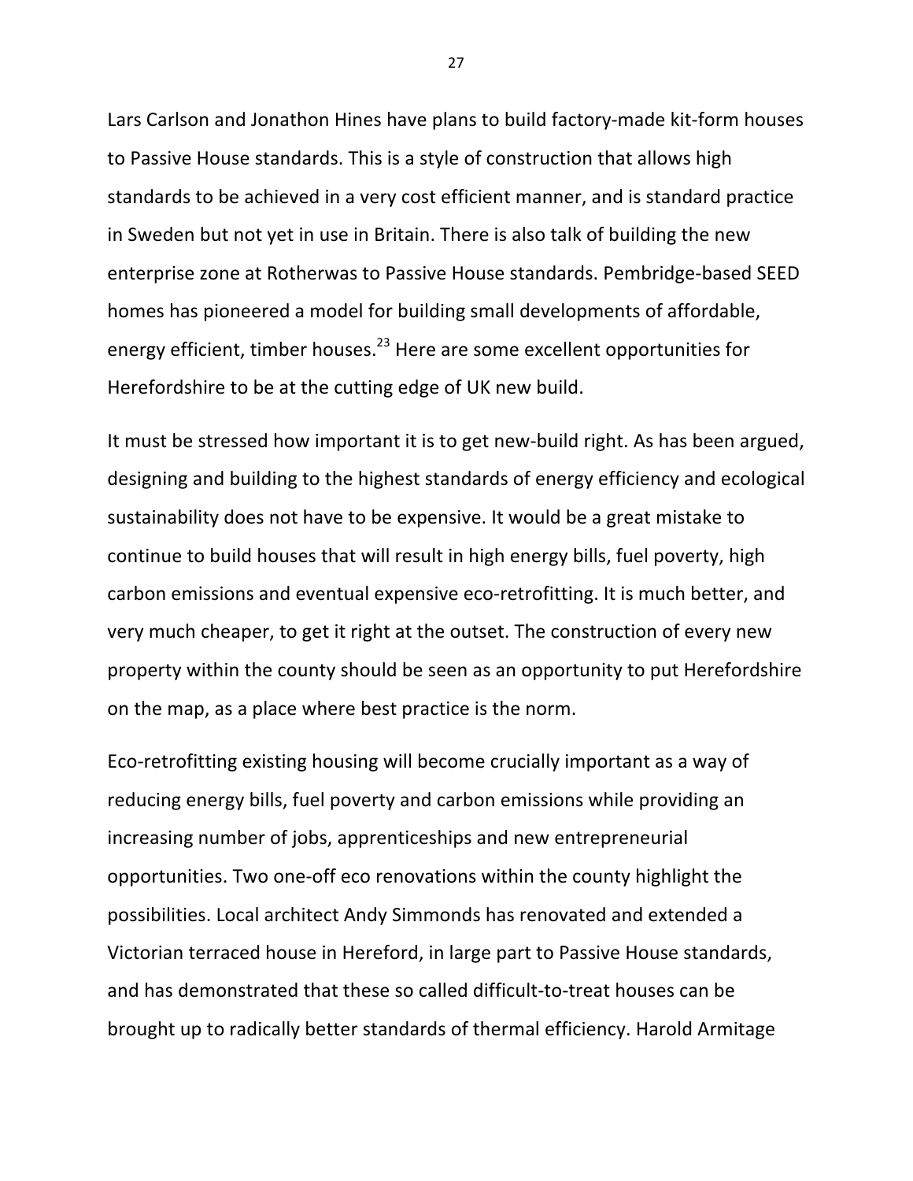Lars Carlson and Jonathon Hines have plans to build factory-made kit-form houses to Passive House standards. This is a style of construction that allows high standards to be achieved in a very cost efficient manner, and is standard practice in Sweden but not yet in use in Britain. There is also talk of building the new enterprise zone at Rotherwas to Passive House standards. Pembridge-based SEED homes has pioneered a model for building small developments of affordable, energy efficient, timber houses.[23] Here are some excellent opportunities for Herefordshire to be at the cutting edge of UK new build.

It must be stressed how important it is to get new-build right. As has been argued, designing and building to the highest standards of energy efficiency and ecological sustainability does not have to be expensive. It would be a great mistake to continue to build houses that will result in high energy bills, fuel poverty, high carbon emissions and eventual expensive eco-retrofitting. It is much better, and very much cheaper, to get it right at the outset. The construction of every new property within the county should be seen as an opportunity to put Herefordshire on the map, as a place where best practice is the norm.

Eco-retrofitting existing housing will become crucially important as a way of reducing energy bills, fuel poverty and carbon emissions while providing an increasing number of jobs, apprenticeships and new entrepreneurial opportunities. Two one-off eco renovations within the county highlight the possibilities. Local architect Andy Simmonds has renovated and extended a Victorian terraced house in Hereford, in large part to Passive House standards, and has demonstrated that these so called difficult-to-treat houses can be brought up to radically better standards of thermal efficiency. Harold Armitage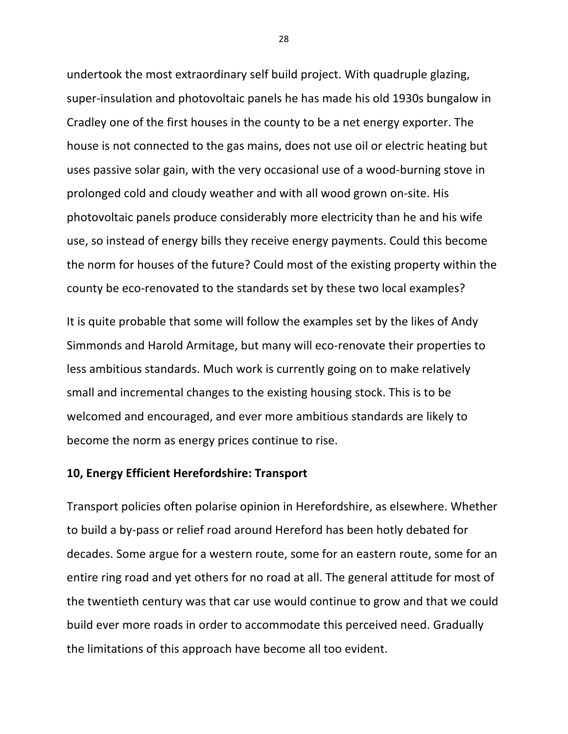undertook the most extraordinary self build project. With quadruple glazing, super-insulation and photovoltaic panels he has made his old 1930s bungalow in Cradley one of the first houses in the county to be a net energy exporter. The house is not connected to the gas mains, does not use oil or electric heating but uses passive solar gain, with the very occasional use of a wood-burning stove in prolonged cold and cloudy weather and with all wood grown on-site. His photovoltaic panels produce considerably more electricity than he and his wife use, so instead of energy bills they receive energy payments. Could this become the norm for houses of the future? Could most of the existing property within the county be eco-renovated to the standards set by these two local examples?

It is quite probable that some will follow the examples set by the likes of Andy Simmonds and Harold Armitage, but many will eco-renovate their properties to less ambitious standards. Much work is currently going on to make relatively small and incremental changes to the existing housing stock. This is to be welcomed and encouraged, and ever more ambitious standards are likely to become the norm as energy prices continue to rise.

## 10, Energy Efficient Herefordshire: Transport

Transport policies often polarise opinion in Herefordshire, as elsewhere. Whether to build a by-pass or relief road around Hereford has been hotly debated for decades. Some argue for a western route, some for an eastern route, some for an entire ring road and yet others for no road at all. The general attitude for most of the twentieth century was that car use would continue to grow and that we could build ever more roads in order to accommodate this perceived need. Gradually the limitations of this approach have become all too evident.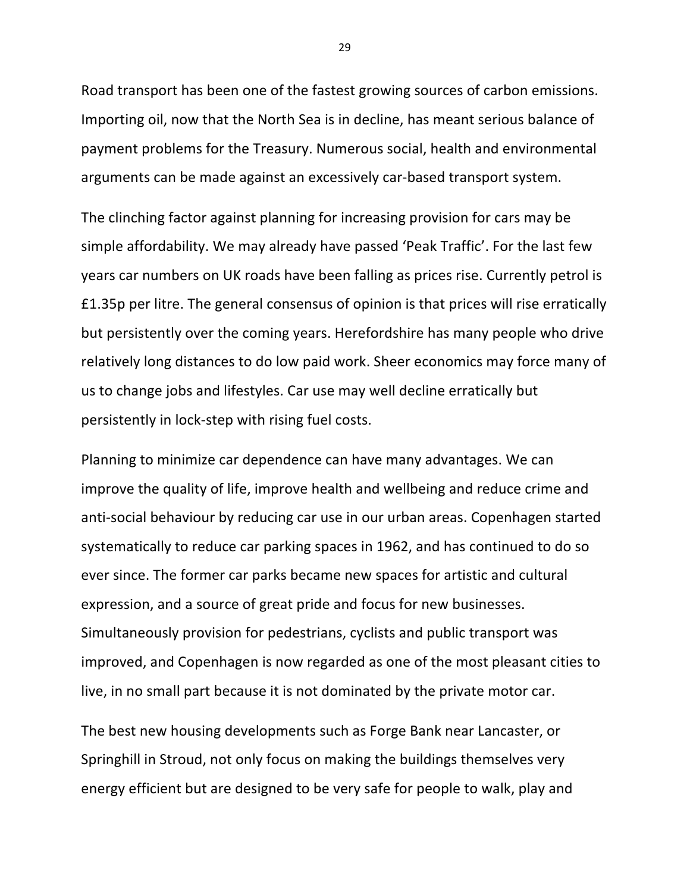Road transport has been one of the fastest growing sources of carbon emissions. Importing oil, now that the North Sea is in decline, has meant serious balance of payment problems for the Treasury. Numerous social, health and environmental arguments can be made against an excessively car-based transport system.

The clinching factor against planning for increasing provision for cars may be simple affordability. We may already have passed 'Peak Traffic'. For the last few years car numbers on UK roads have been falling as prices rise. Currently petrol is £1.35p per litre. The general consensus of opinion is that prices will rise erratically but persistently over the coming years. Herefordshire has many people who drive relatively long distances to do low paid work. Sheer economics may force many of us to change jobs and lifestyles. Car use may well decline erratically but persistently in lock-step with rising fuel costs.

Planning to minimize car dependence can have many advantages. We can improve the quality of life, improve health and wellbeing and reduce crime and anti-social behaviour by reducing car use in our urban areas. Copenhagen started systematically to reduce car parking spaces in 1962, and has continued to do so ever since. The former car parks became new spaces for artistic and cultural expression, and a source of great pride and focus for new businesses. Simultaneously provision for pedestrians, cyclists and public transport was improved, and Copenhagen is now regarded as one of the most pleasant cities to live, in no small part because it is not dominated by the private motor car.

The best new housing developments such as Forge Bank near Lancaster, or Springhill in Stroud, not only focus on making the buildings themselves very energy efficient but are designed to be very safe for people to walk, play and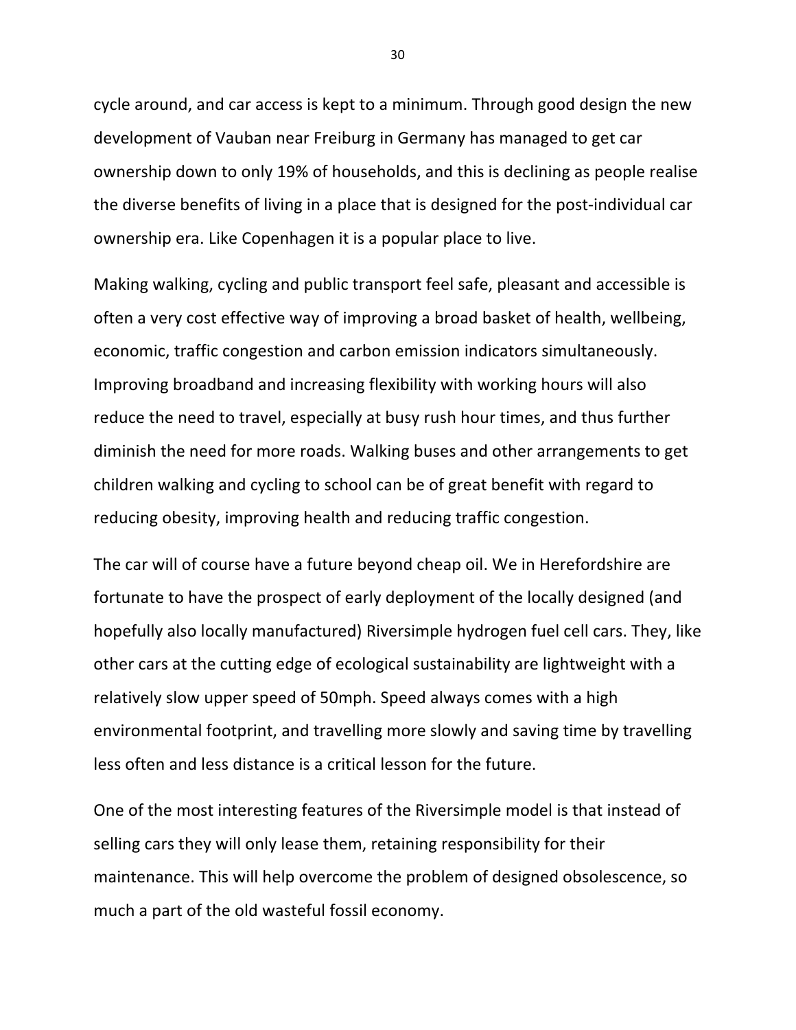cycle around, and car access is kept to a minimum. Through good design the new development of Vauban near Freiburg in Germany has managed to get car ownership down to only 19% of households, and this is declining as people realise the diverse benefits of living in a place that is designed for the post-individual car ownership era. Like Copenhagen it is a popular place to live.

Making walking, cycling and public transport feel safe, pleasant and accessible is often a very cost effective way of improving a broad basket of health, wellbeing, economic, traffic congestion and carbon emission indicators simultaneously. Improving broadband and increasing flexibility with working hours will also reduce the need to travel, especially at busy rush hour times, and thus further diminish the need for more roads. Walking buses and other arrangements to get children walking and cycling to school can be of great benefit with regard to reducing obesity, improving health and reducing traffic congestion.

The car will of course have a future beyond cheap oil. We in Herefordshire are fortunate to have the prospect of early deployment of the locally designed (and hopefully also locally manufactured) Riversimple hydrogen fuel cell cars. They, like other cars at the cutting edge of ecological sustainability are lightweight with a relatively slow upper speed of 50mph. Speed always comes with a high environmental footprint, and travelling more slowly and saving time by travelling less often and less distance is a critical lesson for the future.

One of the most interesting features of the Riversimple model is that instead of selling cars they will only lease them, retaining responsibility for their maintenance. This will help overcome the problem of designed obsolescence, so much a part of the old wasteful fossil economy.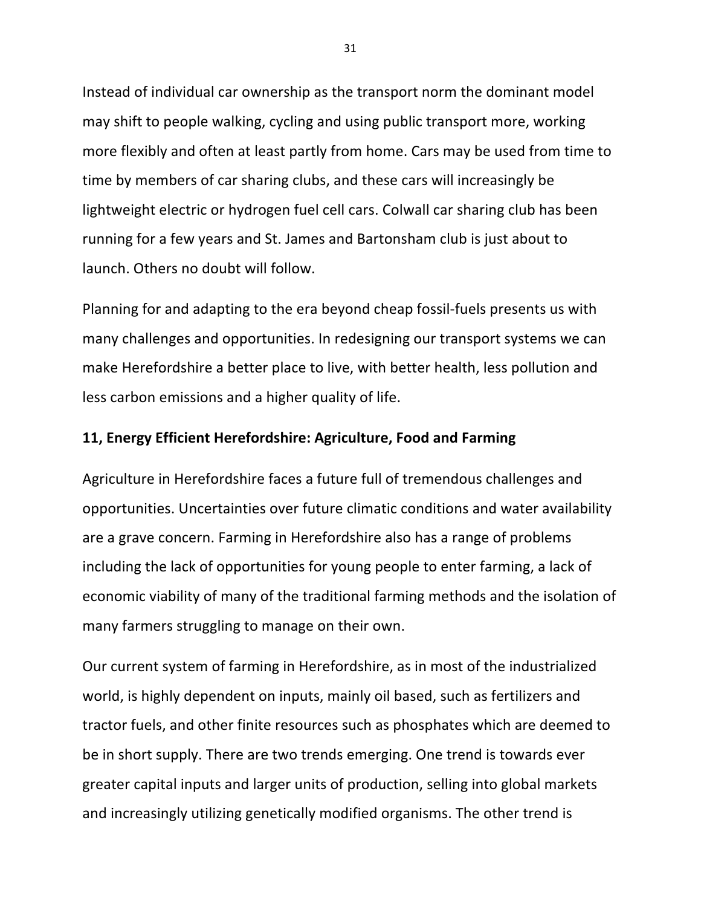Instead of individual car ownership as the transport norm the dominant model may shift to people walking, cycling and using public transport more, working more flexibly and often at least partly from home. Cars may be used from time to time by members of car sharing clubs, and these cars will increasingly be lightweight electric or hydrogen fuel cell cars. Colwall car sharing club has been running for a few years and St. James and Bartonsham club is just about to launch. Others no doubt will follow.

Planning for and adapting to the era beyond cheap fossil-fuels presents us with many challenges and opportunities. In redesigning our transport systems we can make Herefordshire a better place to live, with better health, less pollution and less carbon emissions and a higher quality of life.

## 11, Energy Efficient Herefordshire: Agriculture, Food and Farming

Agriculture in Herefordshire faces a future full of tremendous challenges and opportunities. Uncertainties over future climatic conditions and water availability are a grave concern. Farming in Herefordshire also has a range of problems including the lack of opportunities for young people to enter farming, a lack of economic viability of many of the traditional farming methods and the isolation of many farmers struggling to manage on their own.

Our current system of farming in Herefordshire, as in most of the industrialized world, is highly dependent on inputs, mainly oil based, such as fertilizers and tractor fuels, and other finite resources such as phosphates which are deemed to be in short supply. There are two trends emerging. One trend is towards ever greater capital inputs and larger units of production, selling into global markets and increasingly utilizing genetically modified organisms. The other trend is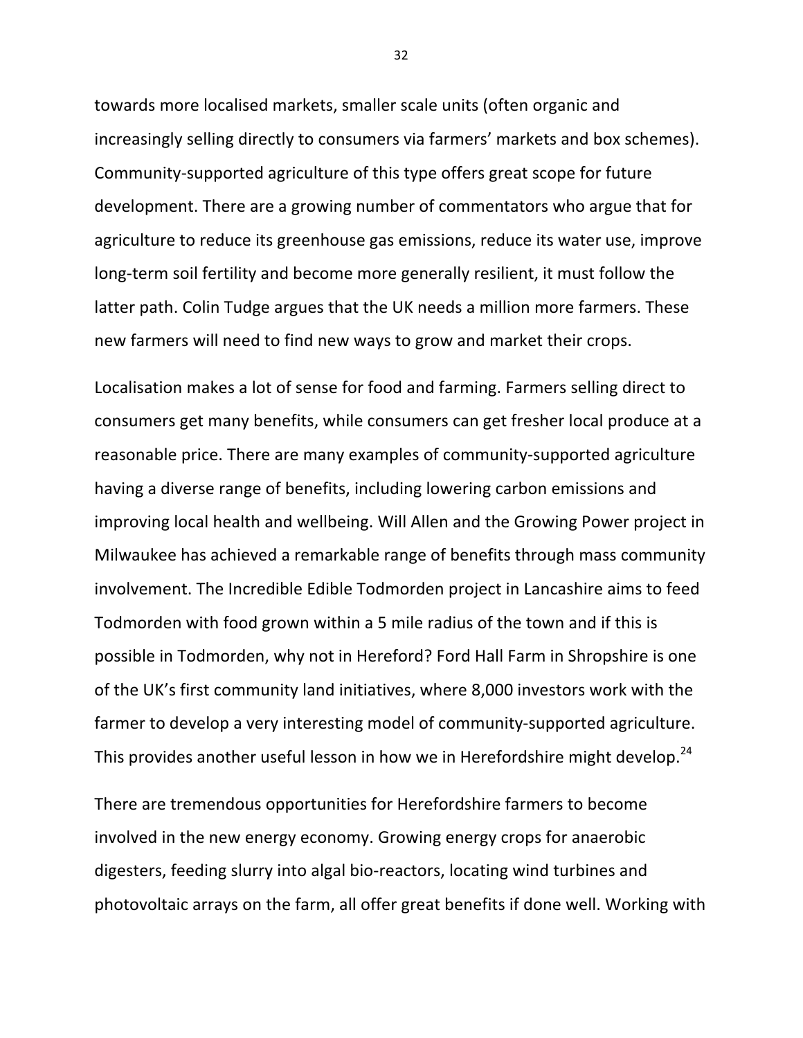towards more localised markets, smaller scale units (often organic and increasingly selling directly to consumers via farmers' markets and box schemes). Community-supported agriculture of this type offers great scope for future development. There are a growing number of commentators who argue that for agriculture to reduce its greenhouse gas emissions, reduce its water use, improve long-term soil fertility and become more generally resilient, it must follow the latter path. Colin Tudge argues that the UK needs a million more farmers. These new farmers will need to find new ways to grow and market their crops.

Localisation makes a lot of sense for food and farming. Farmers selling direct to consumers get many benefits, while consumers can get fresher local produce at a reasonable price. There are many examples of community-supported agriculture having a diverse range of benefits, including lowering carbon emissions and improving local health and wellbeing. Will Allen and the Growing Power project in Milwaukee has achieved a remarkable range of benefits through mass community involvement. The Incredible Edible Todmorden project in Lancashire aims to feed Todmorden with food grown within a 5 mile radius of the town and if this is possible in Todmorden, why not in Hereford? Ford Hall Farm in Shropshire is one of the UK's first community land initiatives, where 8,000 investors work with the farmer to develop a very interesting model of community-supported agriculture. This provides another useful lesson in how we in Herefordshire might develop.[24]

There are tremendous opportunities for Herefordshire farmers to become involved in the new energy economy. Growing energy crops for anaerobic digesters, feeding slurry into algal bio-reactors, locating wind turbines and photovoltaic arrays on the farm, all offer great benefits if done well. Working with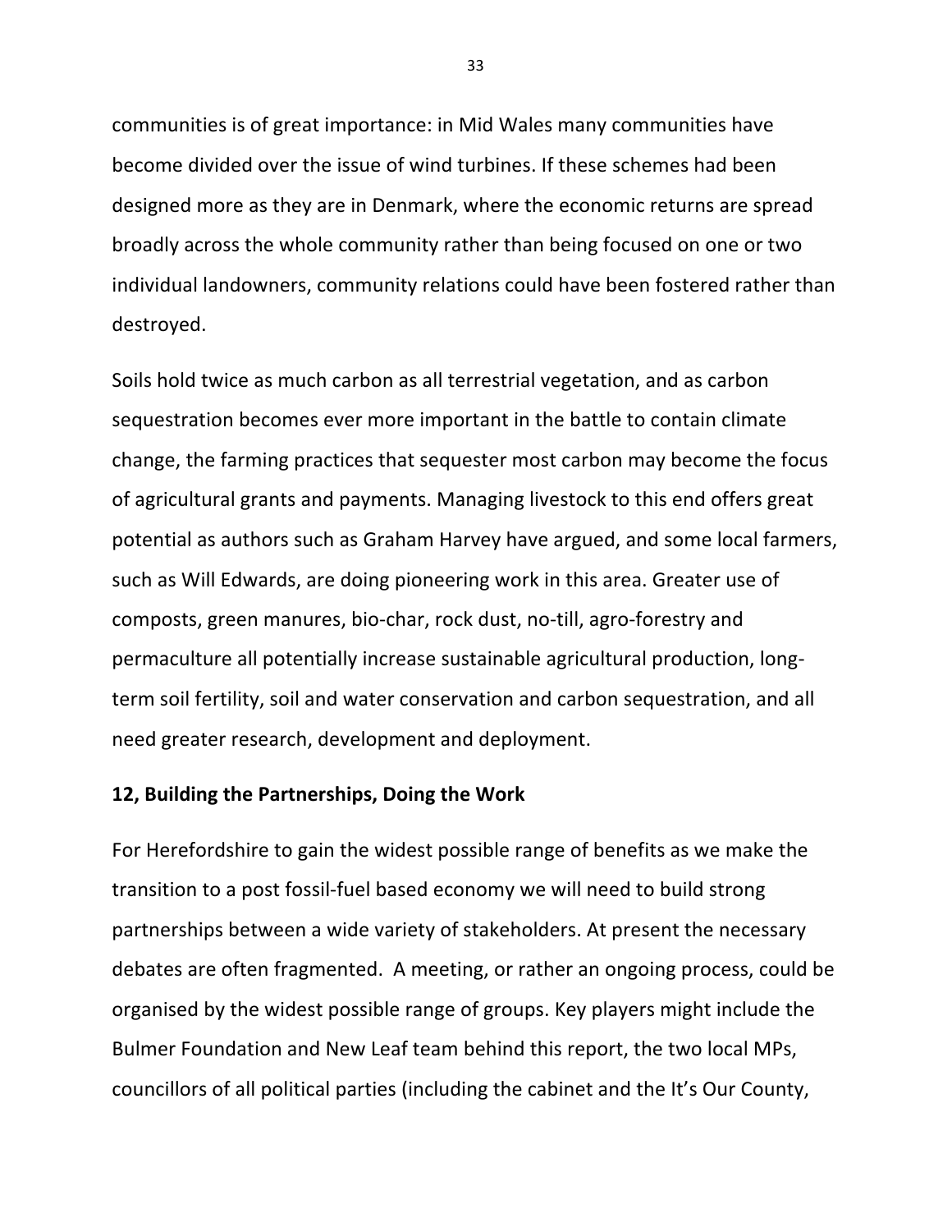communities is of great importance: in Mid Wales many communities have become divided over the issue of wind turbines. If these schemes had been designed more as they are in Denmark, where the economic returns are spread broadly across the whole community rather than being focused on one or two individual landowners, community relations could have been fostered rather than destroyed.

Soils hold twice as much carbon as all terrestrial vegetation, and as carbon sequestration becomes ever more important in the battle to contain climate change, the farming practices that sequester most carbon may become the focus of agricultural grants and payments. Managing livestock to this end offers great potential as authors such as Graham Harvey have argued, and some local farmers, such as Will Edwards, are doing pioneering work in this area. Greater use of composts, green manures, bio-char, rock dust, no-till, agro-forestry and permaculture all potentially increase sustainable agricultural production, long-term soil fertility, soil and water conservation and carbon sequestration, and all need greater research, development and deployment.

**12, Building the Partnerships, Doing the Work**

For Herefordshire to gain the widest possible range of benefits as we make the transition to a post fossil-fuel based economy we will need to build strong partnerships between a wide variety of stakeholders. At present the necessary debates are often fragmented. A meeting, or rather an ongoing process, could be organised by the widest possible range of groups. Key players might include the Bulmer Foundation and New Leaf team behind this report, the two local MPs, councillors of all political parties (including the cabinet and the It's Our County,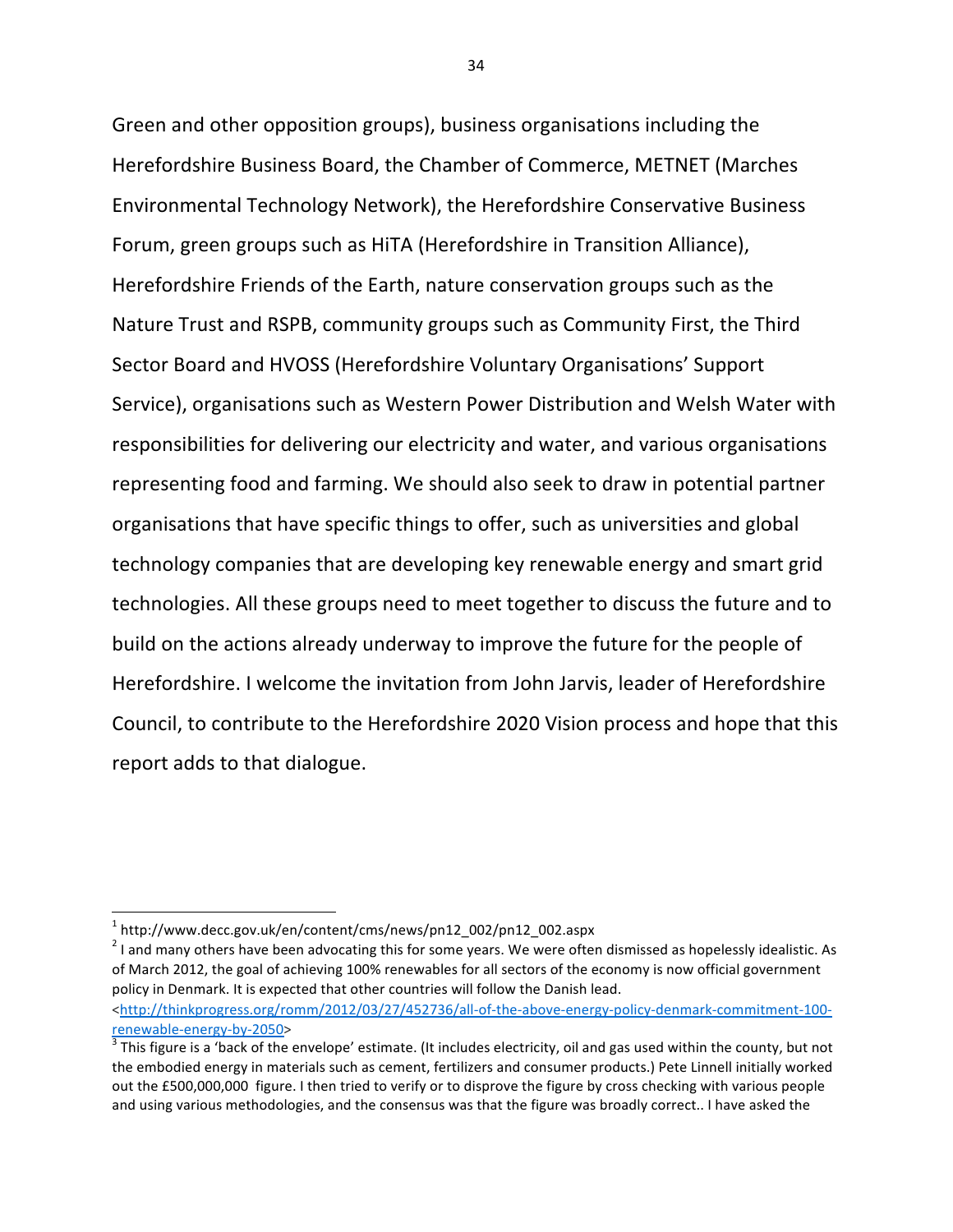Green and other opposition groups), business organisations including the Herefordshire Business Board, the Chamber of Commerce, METNET (Marches Environmental Technology Network), the Herefordshire Conservative Business Forum, green groups such as HiTA (Herefordshire in Transition Alliance), Herefordshire Friends of the Earth, nature conservation groups such as the Nature Trust and RSPB, community groups such as Community First, the Third Sector Board and HVOSS (Herefordshire Voluntary Organisations' Support Service), organisations such as Western Power Distribution and Welsh Water with responsibilities for delivering our electricity and water, and various organisations representing food and farming. We should also seek to draw in potential partner organisations that have specific things to offer, such as universities and global technology companies that are developing key renewable energy and smart grid technologies. All these groups need to meet together to discuss the future and to build on the actions already underway to improve the future for the people of Herefordshire. I welcome the invitation from John Jarvis, leader of Herefordshire Council, to contribute to the Herefordshire 2020 Vision process and hope that this report adds to that dialogue.

---

[1] http://www.decc.gov.uk/en/content/cms/news/pn12_002/pn12_002.aspx

[2] I and many others have been advocating this for some years. We were often dismissed as hopelessly idealistic. As of March 2012, the goal of achieving 100% renewables for all sectors of the economy is now official government policy in Denmark. It is expected that other countries will follow the Danish lead. <http://thinkprogress.org/romm/2012/03/27/452736/all-of-the-above-energy-policy-denmark-commitment-100-renewable-energy-by-2050>

[3] This figure is a 'back of the envelope' estimate. (It includes electricity, oil and gas used within the county, but not the embodied energy in materials such as cement, fertilizers and consumer products.) Pete Linnell initially worked out the £500,000,000 figure. I then tried to verify or to disprove the figure by cross checking with various people and using various methodologies, and the consensus was that the figure was broadly correct.. I have asked the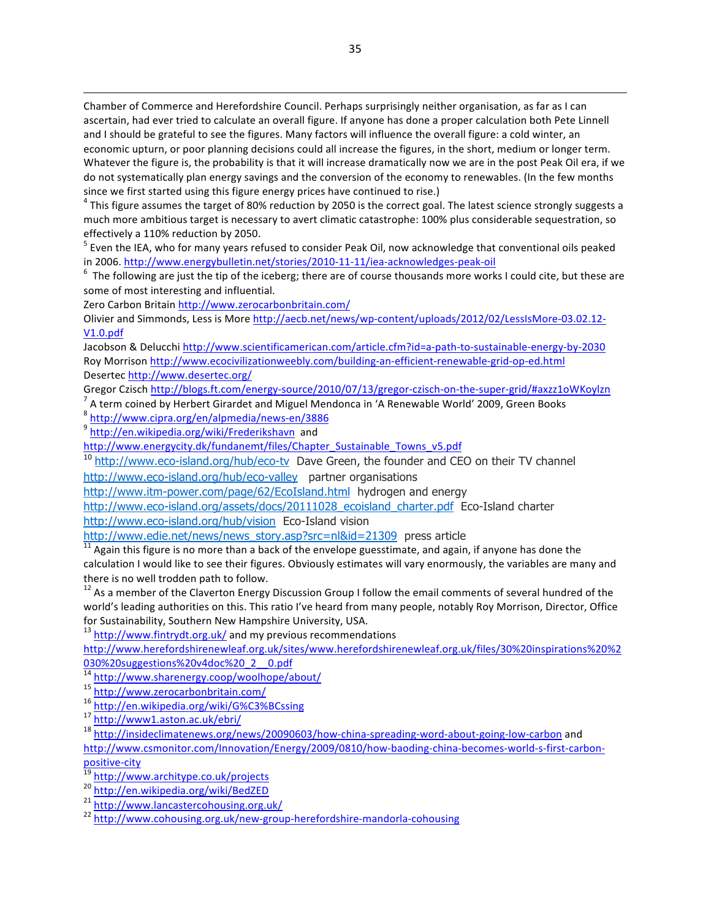Chamber of Commerce and Herefordshire Council. Perhaps surprisingly neither organisation, as far as I can ascertain, had ever tried to calculate an overall figure. If anyone has done a proper calculation both Pete Linnell and I should be grateful to see the figures. Many factors will influence the overall figure: a cold winter, an economic upturn, or poor planning decisions could all increase the figures, in the short, medium or longer term. Whatever the figure is, the probability is that it will increase dramatically now we are in the post Peak Oil era, if we do not systematically plan energy savings and the conversion of the economy to renewables. (In the few months since we first started using this figure energy prices have continued to rise.)

[4] This figure assumes the target of 80% reduction by 2050 is the correct goal. The latest science strongly suggests a much more ambitious target is necessary to avert climatic catastrophe: 100% plus considerable sequestration, so effectively a 110% reduction by 2050.

[5] Even the IEA, who for many years refused to consider Peak Oil, now acknowledge that conventional oils peaked in 2006. http://www.energybulletin.net/stories/2010-11-11/iea-acknowledges-peak-oil

[6] The following are just the tip of the iceberg; there are of course thousands more works I could cite, but these are some of most interesting and influential.

Zero Carbon Britain http://www.zerocarbonbritain.com/

Olivier and Simmonds, Less is More http://aecb.net/news/wp-content/uploads/2012/02/LessIsMore-03.02.12-V1.0.pdf

Jacobson & Delucchi http://www.scientificamerican.com/article.cfm?id=a-path-to-sustainable-energy-by-2030

Roy Morrison http://www.ecocivilizationweebly.com/building-an-efficient-renewable-grid-op-ed.html

Desertec http://www.desertec.org/

Gregor Czisch http://blogs.ft.com/energy-source/2010/07/13/gregor-czisch-on-the-super-grid/#axzz1oWKoylzn

[7] A term coined by Herbert Girardet and Miguel Mendonca in 'A Renewable World' 2009, Green Books

[8] http://www.cipra.org/en/alpmedia/news-en/3886

[9] http://en.wikipedia.org/wiki/Frederikshavn and

http://www.energycity.dk/fundanemt/files/Chapter_Sustainable_Towns_v5.pdf

[10] http://www.eco-island.org/hub/eco-tv Dave Green, the founder and CEO on their TV channel

http://www.eco-island.org/hub/eco-valley partner organisations

http://www.itm-power.com/page/62/EcoIsland.html hydrogen and energy

http://www.eco-island.org/assets/docs/20111028_ecoisland_charter.pdf Eco-Island charter

http://www.eco-island.org/hub/vision Eco-Island vision

http://www.edie.net/news/news_story.asp?src=nl&id=21309 press article

[11] Again this figure is no more than a back of the envelope guesstimate, and again, if anyone has done the calculation I would like to see their figures. Obviously estimates will vary enormously, the variables are many and there is no well trodden path to follow.

[12] As a member of the Claverton Energy Discussion Group I follow the email comments of several hundred of the world's leading authorities on this. This ratio I've heard from many people, notably Roy Morrison, Director, Office for Sustainability, Southern New Hampshire University, USA.

[13] http://www.fintrydt.org.uk/ and my previous recommendations

http://www.herefordshirenewleaf.org.uk/sites/www.herefordshirenewleaf.org.uk/files/30%20inspirations%20%2030%20suggestions%20v4doc%20_2__0.pdf

[14] http://www.sharenergy.coop/woolhope/about/

[15] http://www.zerocarbonbritain.com/

[16] http://en.wikipedia.org/wiki/G%C3%BCssing

[17] http://www1.aston.ac.uk/ebri/

[18] http://insideclimatenews.org/news/20090603/how-china-spreading-word-about-going-low-carbon and http://www.csmonitor.com/Innovation/Energy/2009/0810/how-baoding-china-becomes-world-s-first-carbon-positive-city

[19] http://www.architype.co.uk/projects

[20] http://en.wikipedia.org/wiki/BedZED

[21] http://www.lancastercohousing.org.uk/

[22] http://www.cohousing.org.uk/new-group-herefordshire-mandorla-cohousing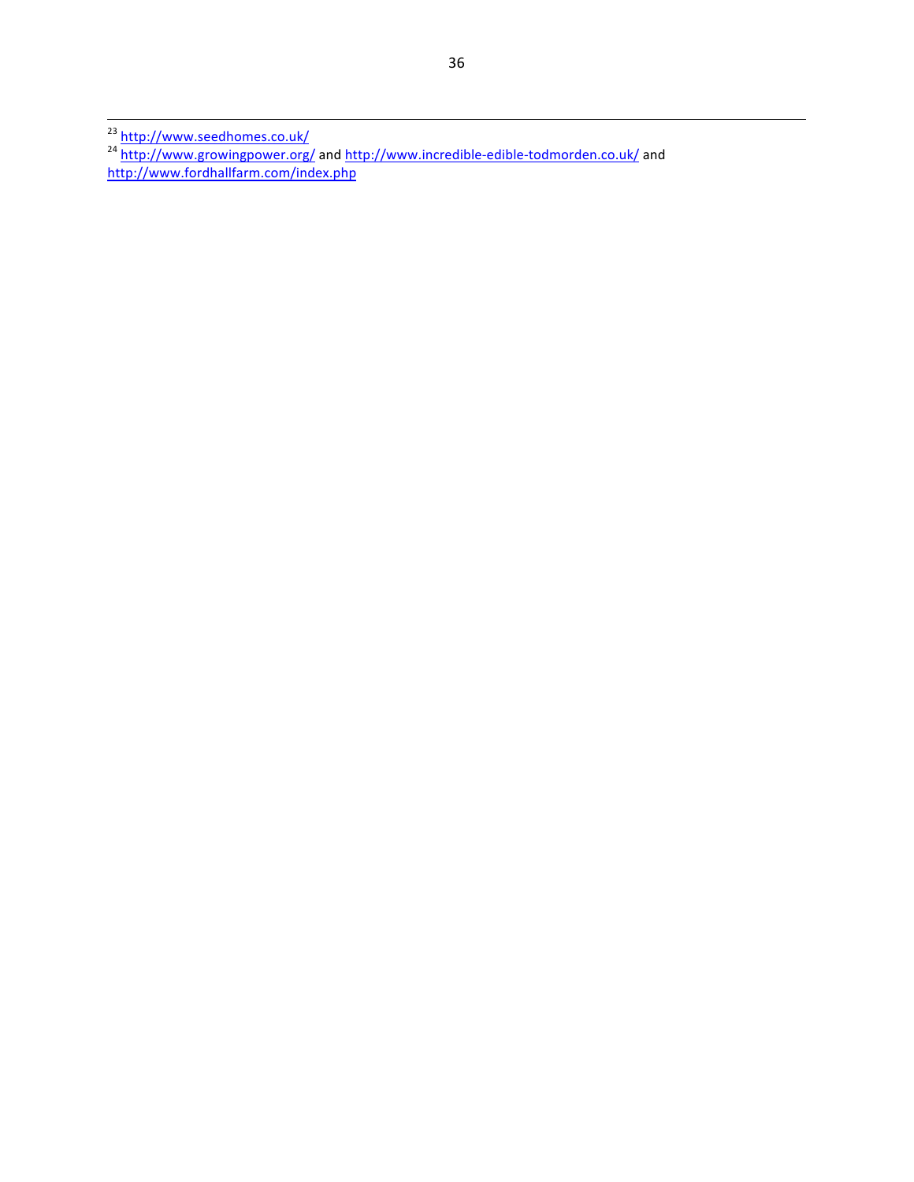[23] http://www.seedhomes.co.uk/

[24] http://www.growingpower.org/ and http://www.incredible-edible-todmorden.co.uk/ and http://www.fordhallfarm.com/index.php